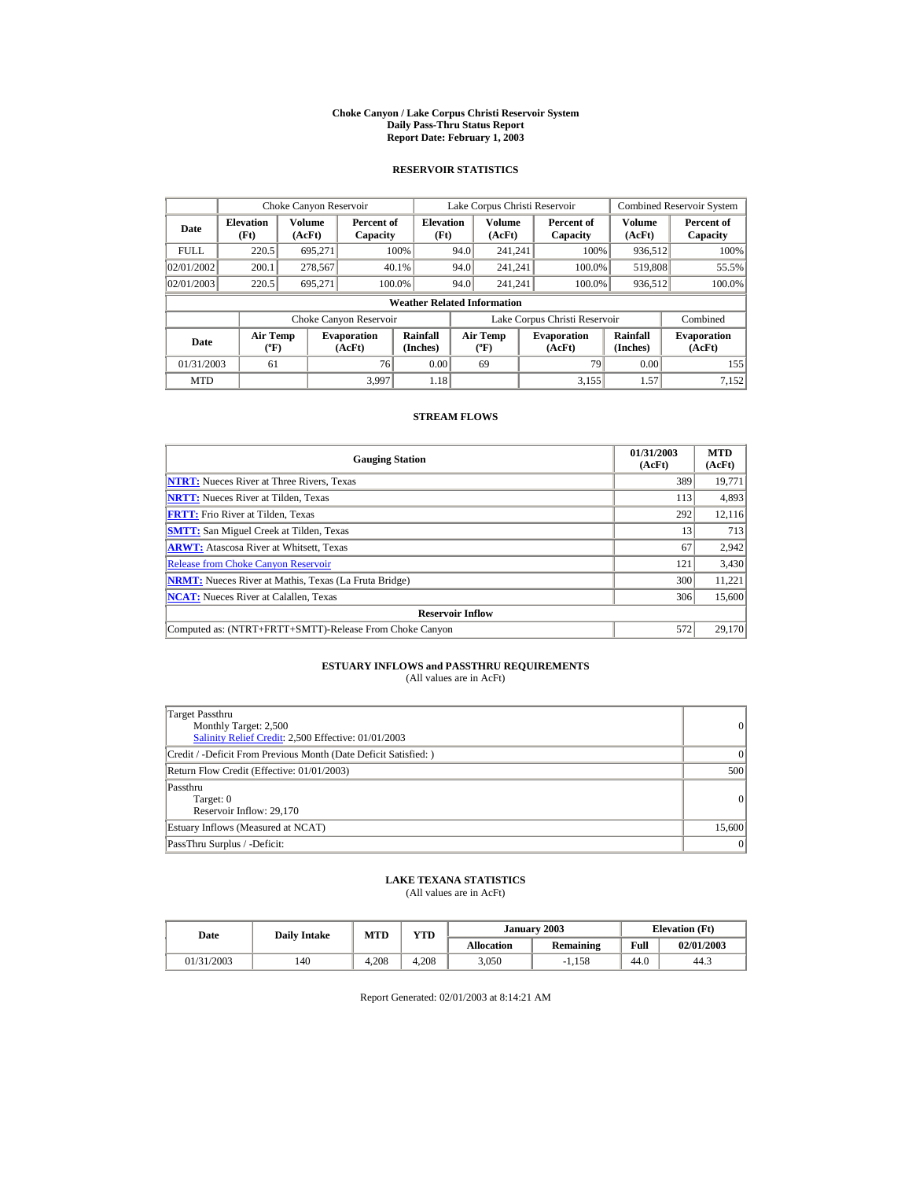# Choke Canyon / Lake Corpus Christi Reservoir System
## Daily Pass-Thru Status Report
## Report Date: February 1, 2003

### RESERVOIR STATISTICS

| Date | Choke Canyon Reservoir | | | Lake Corpus Christi Reservoir | | | Combined Reservoir System | |
|---|---|---|---|---|---|---|---|---|
| | Elevation (Ft) | Volume (AcFt) | Percent of Capacity | Elevation (Ft) | Volume (AcFt) | Percent of Capacity | Volume (AcFt) | Percent of Capacity |
| FULL | 220.5 | 695,271 | 100% | 94.0 | 241,241 | 100% | 936,512 | 100% |
| 02/01/2002 | 200.1 | 278,567 | 40.1% | 94.0 | 241,241 | 100.0% | 519,808 | 55.5% |
| 02/01/2003 | 220.5 | 695,271 | 100.0% | 94.0 | 241,241 | 100.0% | 936,512 | 100.0% |

**Weather Related Information**

| Date | Choke Canyon Reservoir | | | Lake Corpus Christi Reservoir | | | Combined |
|---|---|---|---|---|---|---|---|
| | Air Temp (ºF) | Evaporation (AcFt) | Rainfall (Inches) | Air Temp (ºF) | Evaporation (AcFt) | Rainfall (Inches) | Evaporation (AcFt) |
| 01/31/2003 | 61 | 76 | 0.00 | 69 | 79 | 0.00 | 155 |
| MTD | | 3,997 | 1.18 | | 3,155 | 1.57 | 7,152 |

### STREAM FLOWS

| Gauging Station | 01/31/2003 (AcFt) | MTD (AcFt) |
|---|---|---|
| **NTRT:** Nueces River at Three Rivers, Texas | 389 | 19,771 |
| **NRTT:** Nueces River at Tilden, Texas | 113 | 4,893 |
| **FRTT:** Frio River at Tilden, Texas | 292 | 12,116 |
| **SMTT:** San Miguel Creek at Tilden, Texas | 13 | 713 |
| **ARWT:** Atascosa River at Whitsett, Texas | 67 | 2,942 |
| Release from Choke Canyon Reservoir | 121 | 3,430 |
| **NRMT:** Nueces River at Mathis, Texas (La Fruta Bridge) | 300 | 11,221 |
| **NCAT:** Nueces River at Calallen, Texas | 306 | 15,600 |
| **Reservoir Inflow** | | |
| Computed as: (NTRT+FRTT+SMTT)-Release From Choke Canyon | 572 | 29,170 |

### ESTUARY INFLOWS and PASSTHRU REQUIREMENTS
(All values are in AcFt)

| | |
|---|---|
| Target Passthru<br>Monthly Target: 2,500<br>Salinity Relief Credit: 2,500 Effective: 01/01/2003 | 0 |
| Credit / -Deficit From Previous Month (Date Deficit Satisfied: ) | 0 |
| Return Flow Credit (Effective: 01/01/2003) | 500 |
| Passthru<br>Target: 0<br>Reservoir Inflow: 29,170 | 0 |
| Estuary Inflows (Measured at NCAT) | 15,600 |
| PassThru Surplus / -Deficit: | 0 |

### LAKE TEXANA STATISTICS
(All values are in AcFt)

| Date | Daily Intake | MTD | YTD | January 2003 | | Elevation (Ft) | |
|---|---|---|---|---|---|---|---|
| | | | | Allocation | Remaining | Full | 02/01/2003 |
| 01/31/2003 | 140 | 4,208 | 4,208 | 3,050 | -1,158 | 44.0 | 44.3 |

Report Generated: 02/01/2003 at 8:14:21 AM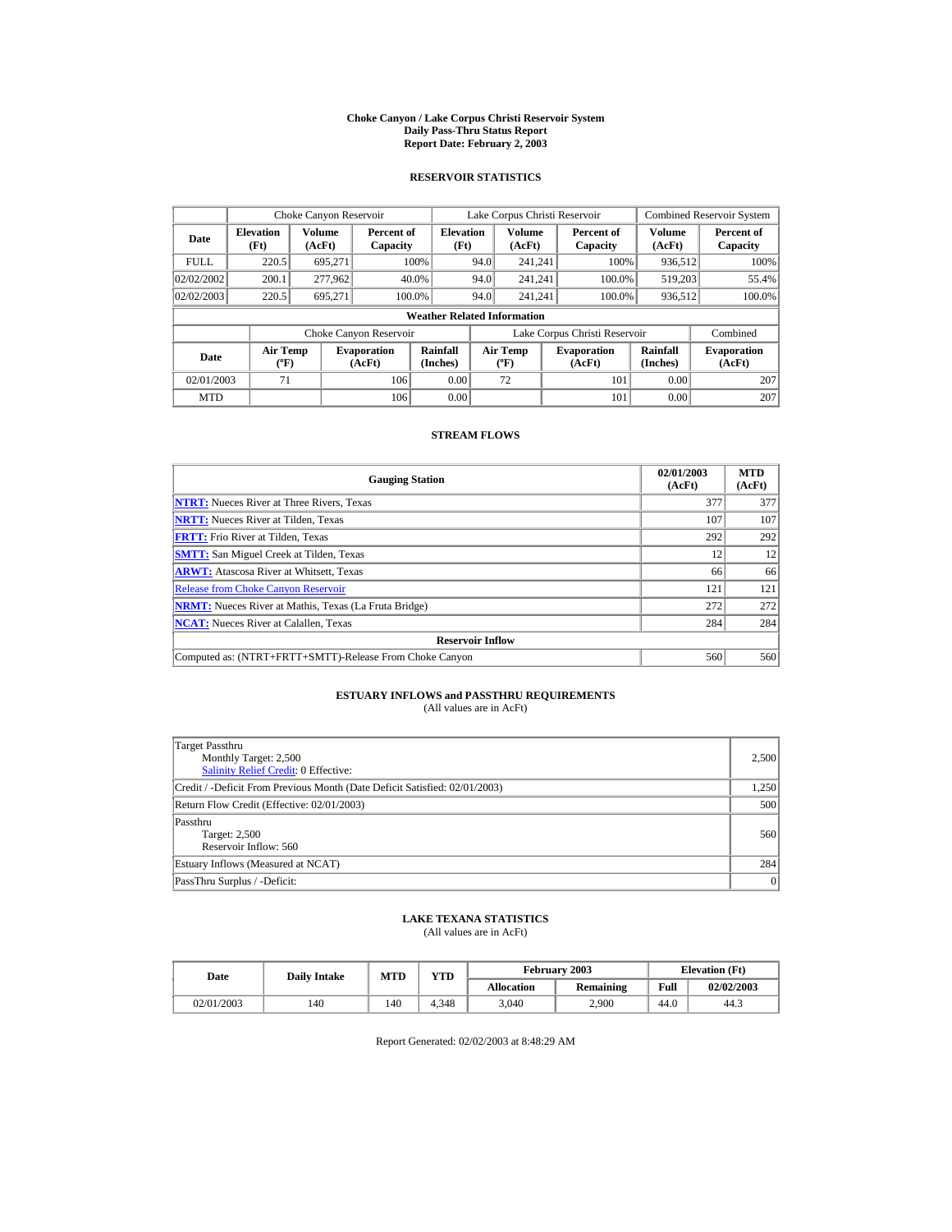# Choke Canyon / Lake Corpus Christi Reservoir System
## Daily Pass-Thru Status Report
### Report Date: February 2, 2003

## RESERVOIR STATISTICS

| Date | Choke Canyon Reservoir | | | Lake Corpus Christi Reservoir | | | Combined Reservoir System | |
|---|---|---|---|---|---|---|---|---|
| | Elevation (Ft) | Volume (AcFt) | Percent of Capacity | Elevation (Ft) | Volume (AcFt) | Percent of Capacity | Volume (AcFt) | Percent of Capacity |
| FULL | 220.5 | 695,271 | 100% | 94.0 | 241,241 | 100% | 936,512 | 100% |
| 02/02/2002 | 200.1 | 277,962 | 40.0% | 94.0 | 241,241 | 100.0% | 519,203 | 55.4% |
| 02/02/2003 | 220.5 | 695,271 | 100.0% | 94.0 | 241,241 | 100.0% | 936,512 | 100.0% |

**Weather Related Information**

| Date | Choke Canyon Reservoir | | | Lake Corpus Christi Reservoir | | | Combined |
|---|---|---|---|---|---|---|---|
| | Air Temp (ºF) | Evaporation (AcFt) | Rainfall (Inches) | Air Temp (ºF) | Evaporation (AcFt) | Rainfall (Inches) | Evaporation (AcFt) |
| 02/01/2003 | 71 | 106 | 0.00 | 72 | 101 | 0.00 | 207 |
| MTD | | 106 | 0.00 | | 101 | 0.00 | 207 |

## STREAM FLOWS

| Gauging Station | 02/01/2003 (AcFt) | MTD (AcFt) |
|---|---|---|
| NTRT: Nueces River at Three Rivers, Texas | 377 | 377 |
| NRTT: Nueces River at Tilden, Texas | 107 | 107 |
| FRTT: Frio River at Tilden, Texas | 292 | 292 |
| SMTT: San Miguel Creek at Tilden, Texas | 12 | 12 |
| ARWT: Atascosa River at Whitsett, Texas | 66 | 66 |
| Release from Choke Canyon Reservoir | 121 | 121 |
| NRMT: Nueces River at Mathis, Texas (La Fruta Bridge) | 272 | 272 |
| NCAT: Nueces River at Calallen, Texas | 284 | 284 |
| **Reservoir Inflow** | | |
| Computed as: (NTRT+FRTT+SMTT)-Release From Choke Canyon | 560 | 560 |

## ESTUARY INFLOWS and PASSTHRU REQUIREMENTS
(All values are in AcFt)

| | |
|---|---|
| Target Passthru<br>Monthly Target: 2,500<br>Salinity Relief Credit: 0 Effective: | 2,500 |
| Credit / -Deficit From Previous Month (Date Deficit Satisfied: 02/01/2003) | 1,250 |
| Return Flow Credit (Effective: 02/01/2003) | 500 |
| Passthru<br>Target: 2,500<br>Reservoir Inflow: 560 | 560 |
| Estuary Inflows (Measured at NCAT) | 284 |
| PassThru Surplus / -Deficit: | 0 |

## LAKE TEXANA STATISTICS
(All values are in AcFt)

| Date | Daily Intake | MTD | YTD | February 2003 | | Elevation (Ft) | |
|---|---|---|---|---|---|---|---|
| | | | | Allocation | Remaining | Full | 02/02/2003 |
| 02/01/2003 | 140 | 140 | 4,348 | 3,040 | 2,900 | 44.0 | 44.3 |

Report Generated: 02/02/2003 at 8:48:29 AM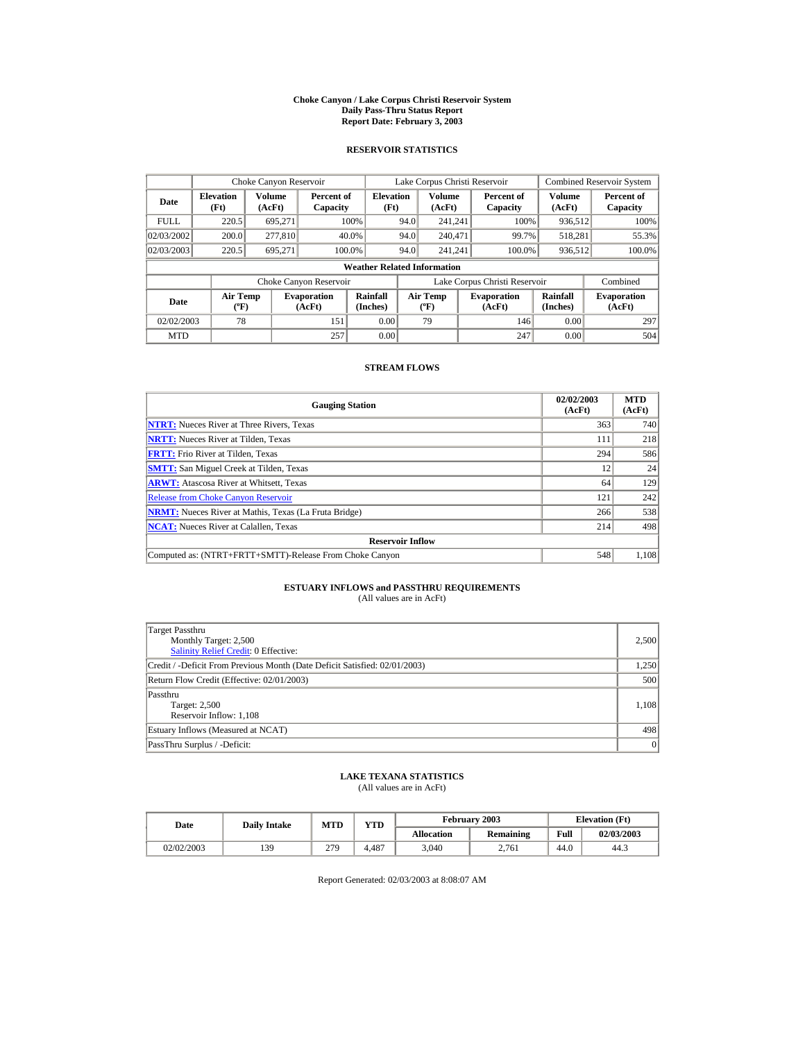# Choke Canyon / Lake Corpus Christi Reservoir System
## Daily Pass-Thru Status Report
### Report Date: February 3, 2003

## RESERVOIR STATISTICS

| Date | Choke Canyon Reservoir | | | Lake Corpus Christi Reservoir | | | Combined Reservoir System | |
|---|---|---|---|---|---|---|---|---|
| | Elevation (Ft) | Volume (AcFt) | Percent of Capacity | Elevation (Ft) | Volume (AcFt) | Percent of Capacity | Volume (AcFt) | Percent of Capacity |
| FULL | 220.5 | 695,271 | 100% | 94.0 | 241,241 | 100% | 936,512 | 100% |
| 02/03/2002 | 200.0 | 277,810 | 40.0% | 94.0 | 240,471 | 99.7% | 518,281 | 55.3% |
| 02/03/2003 | 220.5 | 695,271 | 100.0% | 94.0 | 241,241 | 100.0% | 936,512 | 100.0% |

**Weather Related Information**

| Date | Choke Canyon Reservoir | | | Lake Corpus Christi Reservoir | | | Combined |
|---|---|---|---|---|---|---|---|
| | Air Temp (ºF) | Evaporation (AcFt) | Rainfall (Inches) | Air Temp (ºF) | Evaporation (AcFt) | Rainfall (Inches) | Evaporation (AcFt) |
| 02/02/2003 | 78 | 151 | 0.00 | 79 | 146 | 0.00 | 297 |
| MTD | | 257 | 0.00 | | 247 | 0.00 | 504 |

## STREAM FLOWS

| Gauging Station | 02/02/2003 (AcFt) | MTD (AcFt) |
|---|---|---|
| **NTRT:** Nueces River at Three Rivers, Texas | 363 | 740 |
| **NRTT:** Nueces River at Tilden, Texas | 111 | 218 |
| **FRTT:** Frio River at Tilden, Texas | 294 | 586 |
| **SMTT:** San Miguel Creek at Tilden, Texas | 12 | 24 |
| **ARWT:** Atascosa River at Whitsett, Texas | 64 | 129 |
| Release from Choke Canyon Reservoir | 121 | 242 |
| **NRMT:** Nueces River at Mathis, Texas (La Fruta Bridge) | 266 | 538 |
| **NCAT:** Nueces River at Calallen, Texas | 214 | 498 |
| **Reservoir Inflow** | | |
| Computed as: (NTRT+FRTT+SMTT)-Release From Choke Canyon | 548 | 1,108 |

## ESTUARY INFLOWS and PASSTHRU REQUIREMENTS
(All values are in AcFt)

| | |
|---|---|
| Target Passthru<br>Monthly Target: 2,500<br>Salinity Relief Credit: 0 Effective: | 2,500 |
| Credit / -Deficit From Previous Month (Date Deficit Satisfied: 02/01/2003) | 1,250 |
| Return Flow Credit (Effective: 02/01/2003) | 500 |
| Passthru<br>Target: 2,500<br>Reservoir Inflow: 1,108 | 1,108 |
| Estuary Inflows (Measured at NCAT) | 498 |
| PassThru Surplus / -Deficit: | 0 |

## LAKE TEXANA STATISTICS
(All values are in AcFt)

| Date | Daily Intake | MTD | YTD | February 2003 | | Elevation (Ft) | |
|---|---|---|---|---|---|---|---|
| | | | | Allocation | Remaining | Full | 02/03/2003 |
| 02/02/2003 | 139 | 279 | 4,487 | 3,040 | 2,761 | 44.0 | 44.3 |

Report Generated: 02/03/2003 at 8:08:07 AM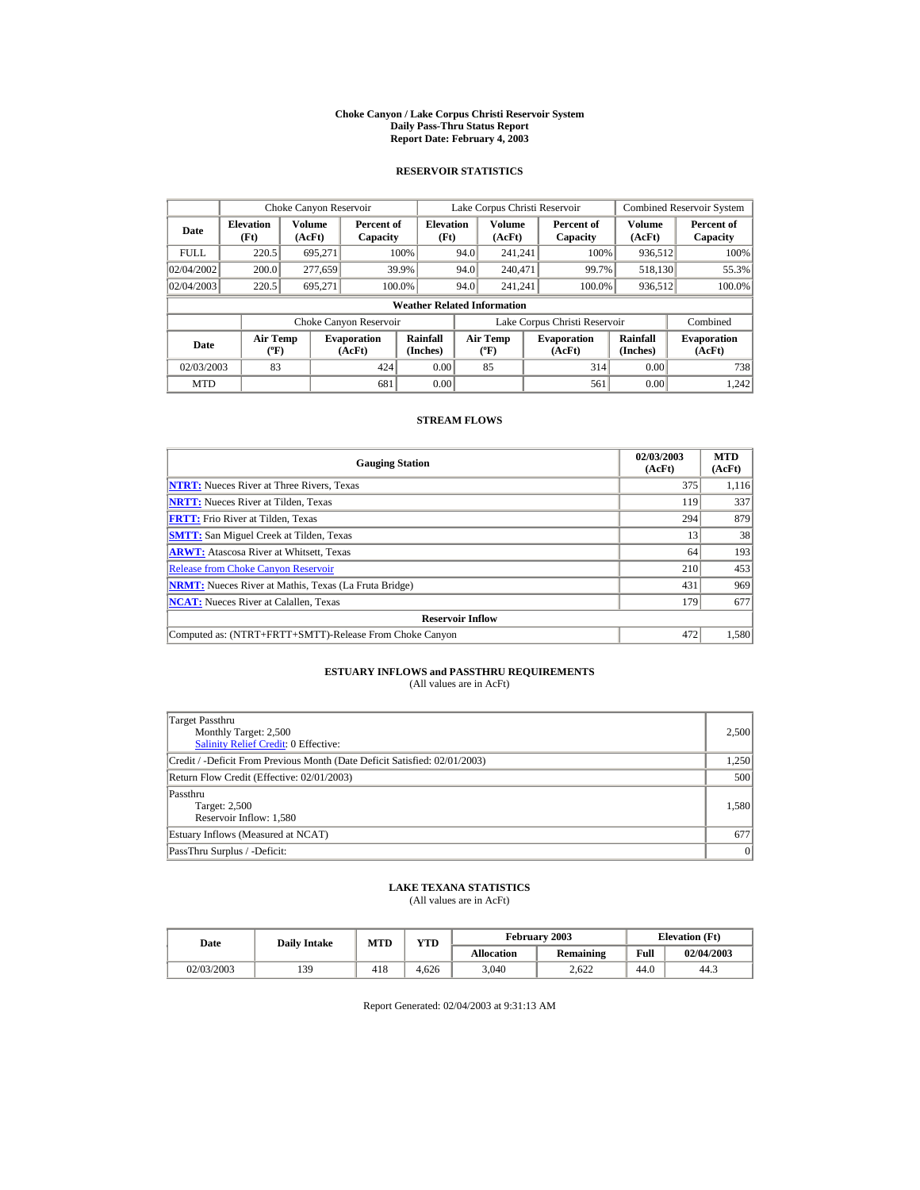# Choke Canyon / Lake Corpus Christi Reservoir System
## Daily Pass-Thru Status Report
## Report Date: February 4, 2003

### RESERVOIR STATISTICS

| | Choke Canyon Reservoir | | | Lake Corpus Christi Reservoir | | | Combined Reservoir System | |
|---|---|---|---|---|---|---|---|---|
| **Date** | **Elevation (Ft)** | **Volume (AcFt)** | **Percent of Capacity** | **Elevation (Ft)** | **Volume (AcFt)** | **Percent of Capacity** | **Volume (AcFt)** | **Percent of Capacity** |
| FULL | 220.5 | 695,271 | 100% | 94.0 | 241,241 | 100% | 936,512 | 100% |
| 02/04/2002 | 200.0 | 277,659 | 39.9% | 94.0 | 240,471 | 99.7% | 518,130 | 55.3% |
| 02/04/2003 | 220.5 | 695,271 | 100.0% | 94.0 | 241,241 | 100.0% | 936,512 | 100.0% |

**Weather Related Information**

| | Choke Canyon Reservoir | | | Lake Corpus Christi Reservoir | | | Combined |
|---|---|---|---|---|---|---|---|
| **Date** | **Air Temp (ºF)** | **Evaporation (AcFt)** | **Rainfall (Inches)** | **Air Temp (ºF)** | **Evaporation (AcFt)** | **Rainfall (Inches)** | **Evaporation (AcFt)** |
| 02/03/2003 | 83 | 424 | 0.00 | 85 | 314 | 0.00 | 738 |
| MTD | | 681 | 0.00 | | 561 | 0.00 | 1,242 |

### STREAM FLOWS

| Gauging Station | 02/03/2003 (AcFt) | MTD (AcFt) |
|---|---|---|
| **NTRT:** Nueces River at Three Rivers, Texas | 375 | 1,116 |
| **NRTT:** Nueces River at Tilden, Texas | 119 | 337 |
| **FRTT:** Frio River at Tilden, Texas | 294 | 879 |
| **SMTT:** San Miguel Creek at Tilden, Texas | 13 | 38 |
| **ARWT:** Atascosa River at Whitsett, Texas | 64 | 193 |
| Release from Choke Canyon Reservoir | 210 | 453 |
| **NRMT:** Nueces River at Mathis, Texas (La Fruta Bridge) | 431 | 969 |
| **NCAT:** Nueces River at Calallen, Texas | 179 | 677 |
| **Reservoir Inflow** | | |
| Computed as: (NTRT+FRTT+SMTT)-Release From Choke Canyon | 472 | 1,580 |

### ESTUARY INFLOWS and PASSTHRU REQUIREMENTS
(All values are in AcFt)

| | |
|---|---|
| Target Passthru<br>Monthly Target: 2,500<br>Salinity Relief Credit: 0 Effective: | 2,500 |
| Credit / -Deficit From Previous Month (Date Deficit Satisfied: 02/01/2003) | 1,250 |
| Return Flow Credit (Effective: 02/01/2003) | 500 |
| Passthru<br>Target: 2,500<br>Reservoir Inflow: 1,580 | 1,580 |
| Estuary Inflows (Measured at NCAT) | 677 |
| PassThru Surplus / -Deficit: | 0 |

### LAKE TEXANA STATISTICS
(All values are in AcFt)

| Date | Daily Intake | MTD | YTD | February 2003 | | Elevation (Ft) | |
|---|---|---|---|---|---|---|---|
| | | | | **Allocation** | **Remaining** | **Full** | **02/04/2003** |
| 02/03/2003 | 139 | 418 | 4,626 | 3,040 | 2,622 | 44.0 | 44.3 |

Report Generated: 02/04/2003 at 9:31:13 AM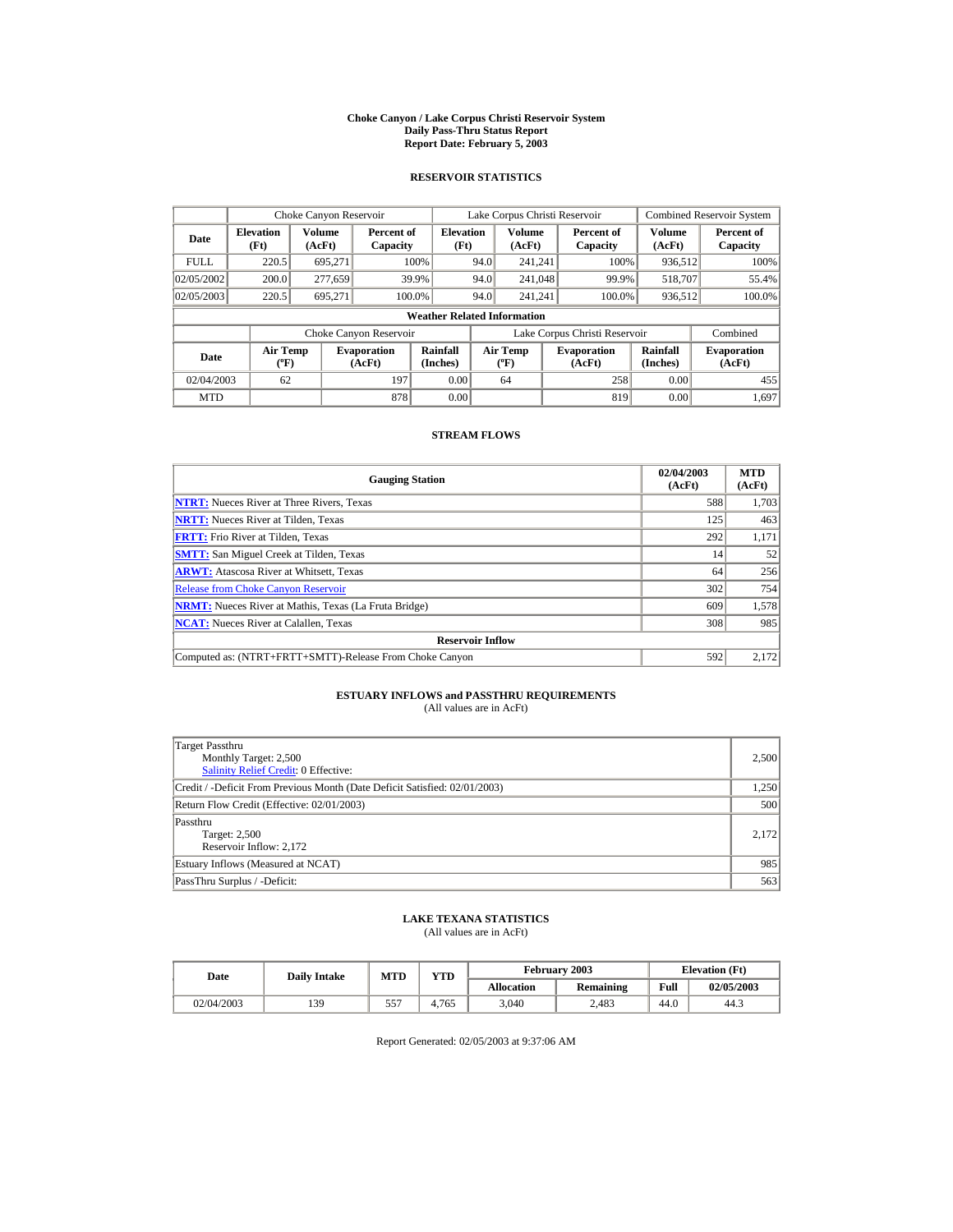# Choke Canyon / Lake Corpus Christi Reservoir System
## Daily Pass-Thru Status Report
## Report Date: February 5, 2003

### RESERVOIR STATISTICS

| Date | Choke Canyon Reservoir | | | Lake Corpus Christi Reservoir | | | Combined Reservoir System | |
|---|---|---|---|---|---|---|---|---|
| | Elevation (Ft) | Volume (AcFt) | Percent of Capacity | Elevation (Ft) | Volume (AcFt) | Percent of Capacity | Volume (AcFt) | Percent of Capacity |
| FULL | 220.5 | 695,271 | 100% | 94.0 | 241,241 | 100% | 936,512 | 100% |
| 02/05/2002 | 200.0 | 277,659 | 39.9% | 94.0 | 241,048 | 99.9% | 518,707 | 55.4% |
| 02/05/2003 | 220.5 | 695,271 | 100.0% | 94.0 | 241,241 | 100.0% | 936,512 | 100.0% |

**Weather Related Information**

| Date | Choke Canyon Reservoir | | | Lake Corpus Christi Reservoir | | | Combined |
|---|---|---|---|---|---|---|---|
| | Air Temp (ºF) | Evaporation (AcFt) | Rainfall (Inches) | Air Temp (ºF) | Evaporation (AcFt) | Rainfall (Inches) | Evaporation (AcFt) |
| 02/04/2003 | 62 | 197 | 0.00 | 64 | 258 | 0.00 | 455 |
| MTD | | 878 | 0.00 | | 819 | 0.00 | 1,697 |

### STREAM FLOWS

| Gauging Station | 02/04/2003 (AcFt) | MTD (AcFt) |
|---|---|---|
| NTRT: Nueces River at Three Rivers, Texas | 588 | 1,703 |
| NRTT: Nueces River at Tilden, Texas | 125 | 463 |
| FRTT: Frio River at Tilden, Texas | 292 | 1,171 |
| SMTT: San Miguel Creek at Tilden, Texas | 14 | 52 |
| ARWT: Atascosa River at Whitsett, Texas | 64 | 256 |
| Release from Choke Canyon Reservoir | 302 | 754 |
| NRMT: Nueces River at Mathis, Texas (La Fruta Bridge) | 609 | 1,578 |
| NCAT: Nueces River at Calallen, Texas | 308 | 985 |
| **Reservoir Inflow** | | |
| Computed as: (NTRT+FRTT+SMTT)-Release From Choke Canyon | 592 | 2,172 |

### ESTUARY INFLOWS and PASSTHRU REQUIREMENTS
(All values are in AcFt)

| | |
|---|---|
| Target Passthru<br>Monthly Target: 2,500<br>Salinity Relief Credit: 0 Effective: | 2,500 |
| Credit / -Deficit From Previous Month (Date Deficit Satisfied: 02/01/2003) | 1,250 |
| Return Flow Credit (Effective: 02/01/2003) | 500 |
| Passthru<br>Target: 2,500<br>Reservoir Inflow: 2,172 | 2,172 |
| Estuary Inflows (Measured at NCAT) | 985 |
| PassThru Surplus / -Deficit: | 563 |

### LAKE TEXANA STATISTICS
(All values are in AcFt)

| Date | Daily Intake | MTD | YTD | February 2003 | | Elevation (Ft) | |
|---|---|---|---|---|---|---|---|
| | | | | Allocation | Remaining | Full | 02/05/2003 |
| 02/04/2003 | 139 | 557 | 4,765 | 3,040 | 2,483 | 44.0 | 44.3 |

Report Generated: 02/05/2003 at 9:37:06 AM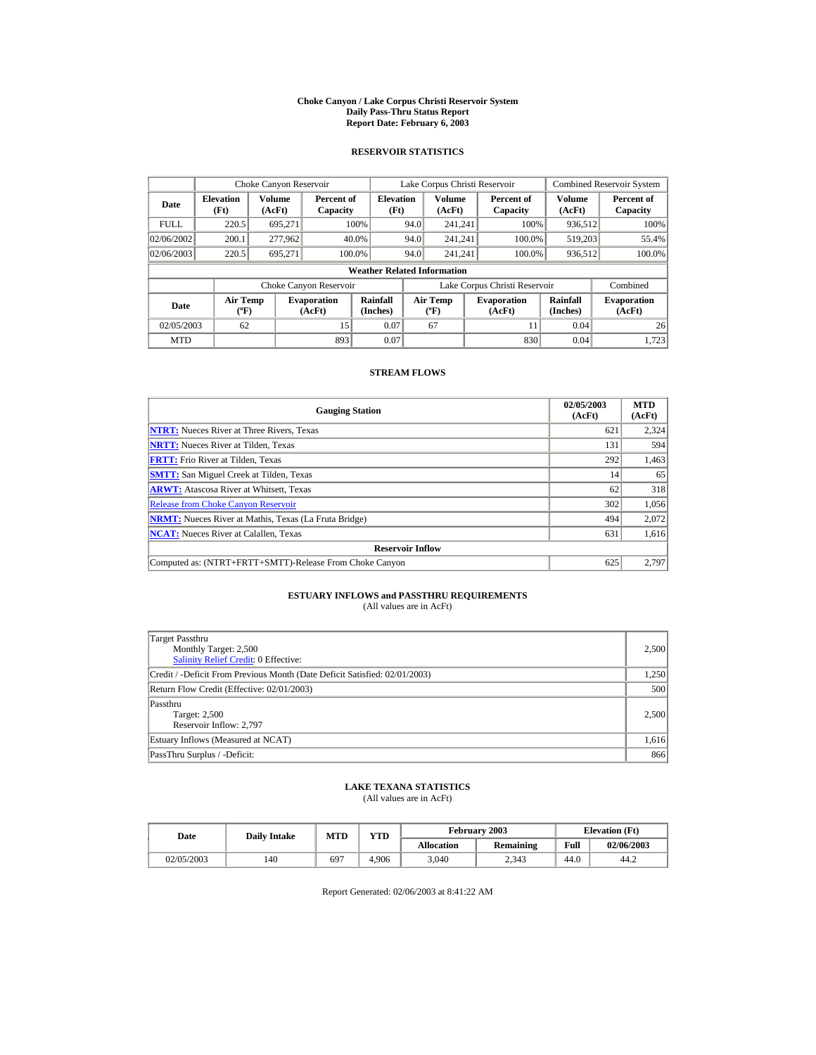# Choke Canyon / Lake Corpus Christi Reservoir System
## Daily Pass-Thru Status Report
### Report Date: February 6, 2003

## RESERVOIR STATISTICS

| Date | Choke Canyon Reservoir | | | Lake Corpus Christi Reservoir | | | Combined Reservoir System | |
|---|---|---|---|---|---|---|---|---|
| | Elevation (Ft) | Volume (AcFt) | Percent of Capacity | Elevation (Ft) | Volume (AcFt) | Percent of Capacity | Volume (AcFt) | Percent of Capacity |
| FULL | 220.5 | 695,271 | 100% | 94.0 | 241,241 | 100% | 936,512 | 100% |
| 02/06/2002 | 200.1 | 277,962 | 40.0% | 94.0 | 241,241 | 100.0% | 519,203 | 55.4% |
| 02/06/2003 | 220.5 | 695,271 | 100.0% | 94.0 | 241,241 | 100.0% | 936,512 | 100.0% |

**Weather Related Information**

| Date | Choke Canyon Reservoir | | | Lake Corpus Christi Reservoir | | | Combined |
|---|---|---|---|---|---|---|---|
| | Air Temp (ºF) | Evaporation (AcFt) | Rainfall (Inches) | Air Temp (ºF) | Evaporation (AcFt) | Rainfall (Inches) | Evaporation (AcFt) |
| 02/05/2003 | 62 | 15 | 0.07 | 67 | 11 | 0.04 | 26 |
| MTD | | 893 | 0.07 | | 830 | 0.04 | 1,723 |

## STREAM FLOWS

| Gauging Station | 02/05/2003 (AcFt) | MTD (AcFt) |
|---|---|---|
| NTRT: Nueces River at Three Rivers, Texas | 621 | 2,324 |
| NRTT: Nueces River at Tilden, Texas | 131 | 594 |
| FRTT: Frio River at Tilden, Texas | 292 | 1,463 |
| SMTT: San Miguel Creek at Tilden, Texas | 14 | 65 |
| ARWT: Atascosa River at Whitsett, Texas | 62 | 318 |
| Release from Choke Canyon Reservoir | 302 | 1,056 |
| NRMT: Nueces River at Mathis, Texas (La Fruta Bridge) | 494 | 2,072 |
| NCAT: Nueces River at Calallen, Texas | 631 | 1,616 |
| **Reservoir Inflow** | | |
| Computed as: (NTRT+FRTT+SMTT)-Release From Choke Canyon | 625 | 2,797 |

## ESTUARY INFLOWS and PASSTHRU REQUIREMENTS
(All values are in AcFt)

| | |
|---|---|
| Target Passthru<br>Monthly Target: 2,500<br>Salinity Relief Credit: 0 Effective: | 2,500 |
| Credit / -Deficit From Previous Month (Date Deficit Satisfied: 02/01/2003) | 1,250 |
| Return Flow Credit (Effective: 02/01/2003) | 500 |
| Passthru<br>Target: 2,500<br>Reservoir Inflow: 2,797 | 2,500 |
| Estuary Inflows (Measured at NCAT) | 1,616 |
| PassThru Surplus / -Deficit: | 866 |

## LAKE TEXANA STATISTICS
(All values are in AcFt)

| Date | Daily Intake | MTD | YTD | February 2003 | | Elevation (Ft) | |
|---|---|---|---|---|---|---|---|
| | | | | Allocation | Remaining | Full | 02/06/2003 |
| 02/05/2003 | 140 | 697 | 4,906 | 3,040 | 2,343 | 44.0 | 44.2 |

Report Generated: 02/06/2003 at 8:41:22 AM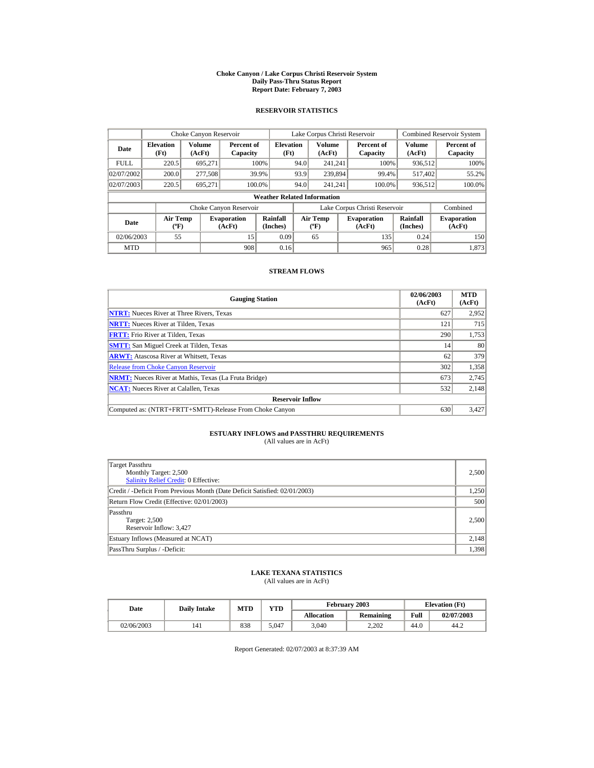# Choke Canyon / Lake Corpus Christi Reservoir System
## Daily Pass-Thru Status Report
### Report Date: February 7, 2003

## RESERVOIR STATISTICS

| | Choke Canyon Reservoir | | | Lake Corpus Christi Reservoir | | | Combined Reservoir System | |
|---|---|---|---|---|---|---|---|---|
| Date | Elevation (Ft) | Volume (AcFt) | Percent of Capacity | Elevation (Ft) | Volume (AcFt) | Percent of Capacity | Volume (AcFt) | Percent of Capacity |
| FULL | 220.5 | 695,271 | 100% | 94.0 | 241,241 | 100% | 936,512 | 100% |
| 02/07/2002 | 200.0 | 277,508 | 39.9% | 93.9 | 239,894 | 99.4% | 517,402 | 55.2% |
| 02/07/2003 | 220.5 | 695,271 | 100.0% | 94.0 | 241,241 | 100.0% | 936,512 | 100.0% |

**Weather Related Information**

| | Choke Canyon Reservoir | | | Lake Corpus Christi Reservoir | | | Combined |
|---|---|---|---|---|---|---|---|
| Date | Air Temp (ºF) | Evaporation (AcFt) | Rainfall (Inches) | Air Temp (ºF) | Evaporation (AcFt) | Rainfall (Inches) | Evaporation (AcFt) |
| 02/06/2003 | 55 | 15 | 0.09 | 65 | 135 | 0.24 | 150 |
| MTD | | 908 | 0.16 | | 965 | 0.28 | 1,873 |

## STREAM FLOWS

| Gauging Station | 02/06/2003 (AcFt) | MTD (AcFt) |
|---|---|---|
| **NTRT:** Nueces River at Three Rivers, Texas | 627 | 2,952 |
| **NRTT:** Nueces River at Tilden, Texas | 121 | 715 |
| **FRTT:** Frio River at Tilden, Texas | 290 | 1,753 |
| **SMTT:** San Miguel Creek at Tilden, Texas | 14 | 80 |
| **ARWT:** Atascosa River at Whitsett, Texas | 62 | 379 |
| Release from Choke Canyon Reservoir | 302 | 1,358 |
| **NRMT:** Nueces River at Mathis, Texas (La Fruta Bridge) | 673 | 2,745 |
| **NCAT:** Nueces River at Calallen, Texas | 532 | 2,148 |
| **Reservoir Inflow** | | |
| Computed as: (NTRT+FRTT+SMTT)-Release From Choke Canyon | 630 | 3,427 |

## ESTUARY INFLOWS and PASSTHRU REQUIREMENTS

(All values are in AcFt)

| | |
|---|---|
| Target Passthru<br>Monthly Target: 2,500<br>Salinity Relief Credit: 0 Effective: | 2,500 |
| Credit / -Deficit From Previous Month (Date Deficit Satisfied: 02/01/2003) | 1,250 |
| Return Flow Credit (Effective: 02/01/2003) | 500 |
| Passthru<br>Target: 2,500<br>Reservoir Inflow: 3,427 | 2,500 |
| Estuary Inflows (Measured at NCAT) | 2,148 |
| PassThru Surplus / -Deficit: | 1,398 |

## LAKE TEXANA STATISTICS

(All values are in AcFt)

| Date | Daily Intake | MTD | YTD | February 2003 | | Elevation (Ft) | |
|---|---|---|---|---|---|---|---|
| | | | | Allocation | Remaining | Full | 02/07/2003 |
| 02/06/2003 | 141 | 838 | 5,047 | 3,040 | 2,202 | 44.0 | 44.2 |

Report Generated: 02/07/2003 at 8:37:39 AM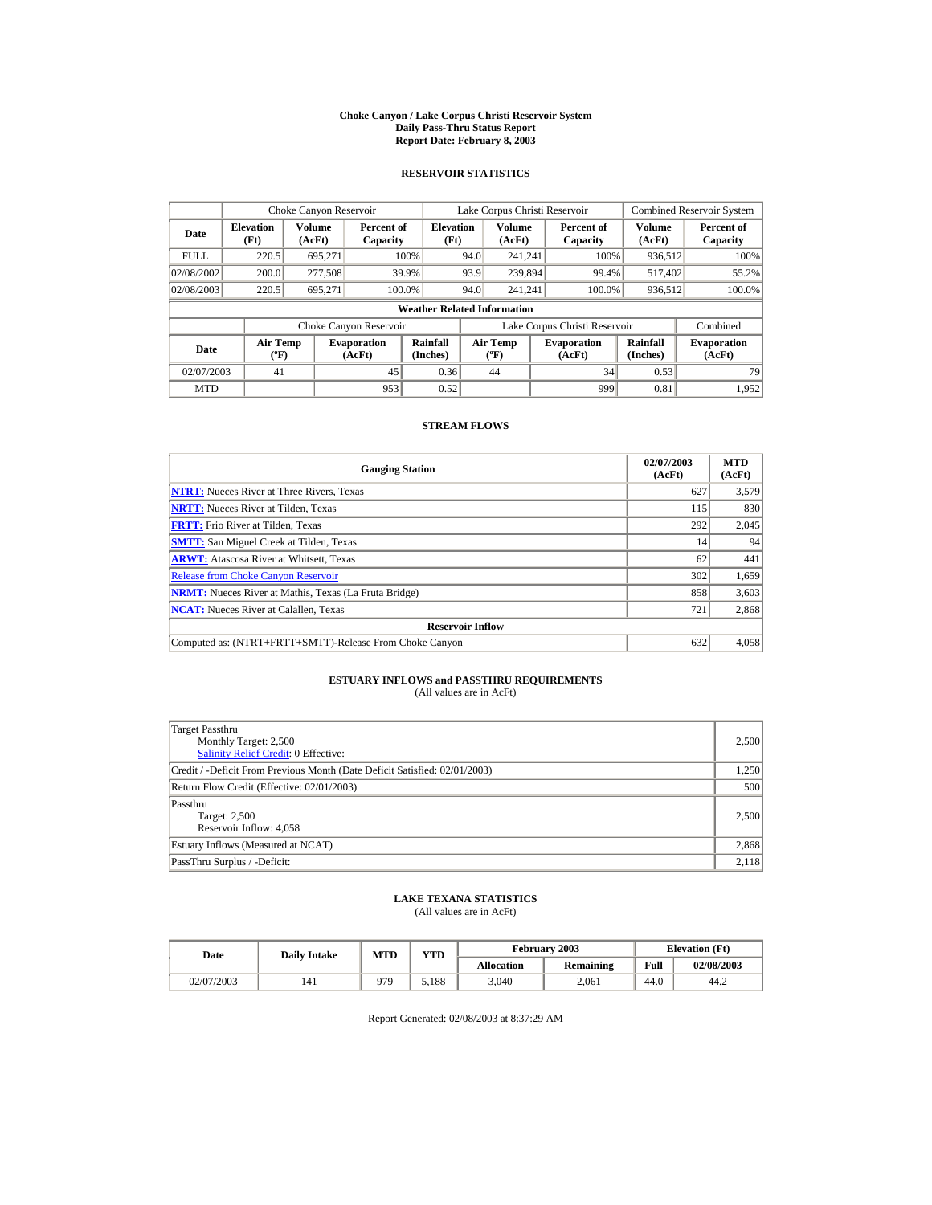# Choke Canyon / Lake Corpus Christi Reservoir System
## Daily Pass-Thru Status Report
## Report Date: February 8, 2003

### RESERVOIR STATISTICS

| Date | Choke Canyon Reservoir | | | Lake Corpus Christi Reservoir | | | Combined Reservoir System | |
|---|---|---|---|---|---|---|---|---|
| | Elevation (Ft) | Volume (AcFt) | Percent of Capacity | Elevation (Ft) | Volume (AcFt) | Percent of Capacity | Volume (AcFt) | Percent of Capacity |
| FULL | 220.5 | 695,271 | 100% | 94.0 | 241,241 | 100% | 936,512 | 100% |
| 02/08/2002 | 200.0 | 277,508 | 39.9% | 93.9 | 239,894 | 99.4% | 517,402 | 55.2% |
| 02/08/2003 | 220.5 | 695,271 | 100.0% | 94.0 | 241,241 | 100.0% | 936,512 | 100.0% |

**Weather Related Information**

| Date | Choke Canyon Reservoir | | | Lake Corpus Christi Reservoir | | | Combined |
|---|---|---|---|---|---|---|---|
| | Air Temp (ºF) | Evaporation (AcFt) | Rainfall (Inches) | Air Temp (ºF) | Evaporation (AcFt) | Rainfall (Inches) | Evaporation (AcFt) |
| 02/07/2003 | 41 | 45 | 0.36 | 44 | 34 | 0.53 | 79 |
| MTD | | 953 | 0.52 | | 999 | 0.81 | 1,952 |

### STREAM FLOWS

| Gauging Station | 02/07/2003 (AcFt) | MTD (AcFt) |
|---|---|---|
| NTRT: Nueces River at Three Rivers, Texas | 627 | 3,579 |
| NRTT: Nueces River at Tilden, Texas | 115 | 830 |
| FRTT: Frio River at Tilden, Texas | 292 | 2,045 |
| SMTT: San Miguel Creek at Tilden, Texas | 14 | 94 |
| ARWT: Atascosa River at Whitsett, Texas | 62 | 441 |
| Release from Choke Canyon Reservoir | 302 | 1,659 |
| NRMT: Nueces River at Mathis, Texas (La Fruta Bridge) | 858 | 3,603 |
| NCAT: Nueces River at Calallen, Texas | 721 | 2,868 |
| **Reservoir Inflow** | | |
| Computed as: (NTRT+FRTT+SMTT)-Release From Choke Canyon | 632 | 4,058 |

### ESTUARY INFLOWS and PASSTHRU REQUIREMENTS
(All values are in AcFt)

| | |
|---|---|
| Target Passthru<br>Monthly Target: 2,500<br>Salinity Relief Credit: 0 Effective: | 2,500 |
| Credit / -Deficit From Previous Month (Date Deficit Satisfied: 02/01/2003) | 1,250 |
| Return Flow Credit (Effective: 02/01/2003) | 500 |
| Passthru<br>Target: 2,500<br>Reservoir Inflow: 4,058 | 2,500 |
| Estuary Inflows (Measured at NCAT) | 2,868 |
| PassThru Surplus / -Deficit: | 2,118 |

### LAKE TEXANA STATISTICS
(All values are in AcFt)

| Date | Daily Intake | MTD | YTD | February 2003 | | Elevation (Ft) | |
|---|---|---|---|---|---|---|---|
| | | | | Allocation | Remaining | Full | 02/08/2003 |
| 02/07/2003 | 141 | 979 | 5,188 | 3,040 | 2,061 | 44.0 | 44.2 |

Report Generated: 02/08/2003 at 8:37:29 AM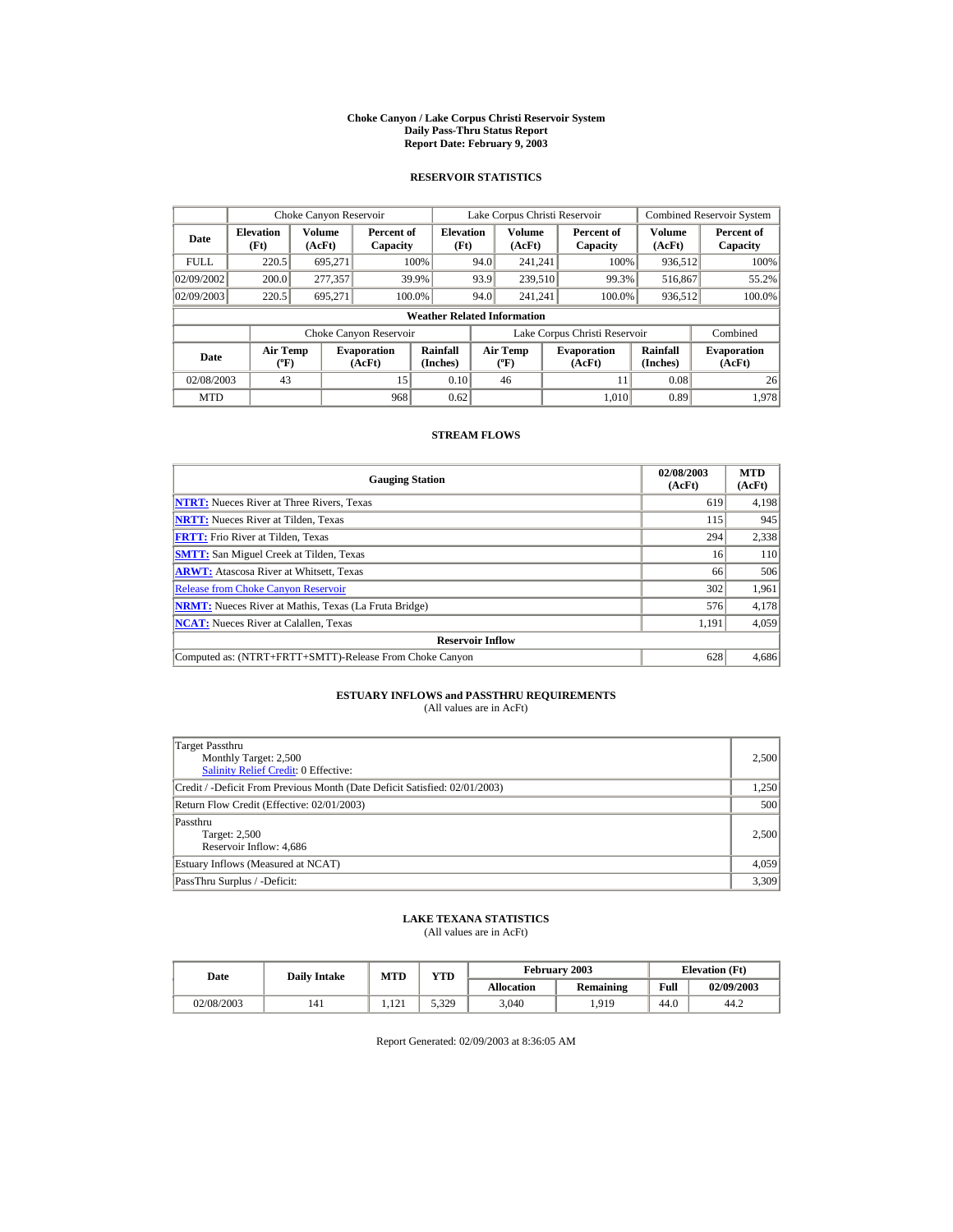# Choke Canyon / Lake Corpus Christi Reservoir System
## Daily Pass-Thru Status Report
## Report Date: February 9, 2003

### RESERVOIR STATISTICS

| Date | Choke Canyon Reservoir | | | Lake Corpus Christi Reservoir | | | Combined Reservoir System | |
|---|---|---|---|---|---|---|---|---|
| | Elevation (Ft) | Volume (AcFt) | Percent of Capacity | Elevation (Ft) | Volume (AcFt) | Percent of Capacity | Volume (AcFt) | Percent of Capacity |
| FULL | 220.5 | 695,271 | 100% | 94.0 | 241,241 | 100% | 936,512 | 100% |
| 02/09/2002 | 200.0 | 277,357 | 39.9% | 93.9 | 239,510 | 99.3% | 516,867 | 55.2% |
| 02/09/2003 | 220.5 | 695,271 | 100.0% | 94.0 | 241,241 | 100.0% | 936,512 | 100.0% |

**Weather Related Information**

| Date | Choke Canyon Reservoir | | | Lake Corpus Christi Reservoir | | | Combined |
|---|---|---|---|---|---|---|---|
| | Air Temp (ºF) | Evaporation (AcFt) | Rainfall (Inches) | Air Temp (ºF) | Evaporation (AcFt) | Rainfall (Inches) | Evaporation (AcFt) |
| 02/08/2003 | 43 | 15 | 0.10 | 46 | 11 | 0.08 | 26 |
| MTD | | 968 | 0.62 | | 1,010 | 0.89 | 1,978 |

### STREAM FLOWS

| Gauging Station | 02/08/2003 (AcFt) | MTD (AcFt) |
|---|---|---|
| NTRT: Nueces River at Three Rivers, Texas | 619 | 4,198 |
| NRTT: Nueces River at Tilden, Texas | 115 | 945 |
| FRTT: Frio River at Tilden, Texas | 294 | 2,338 |
| SMTT: San Miguel Creek at Tilden, Texas | 16 | 110 |
| ARWT: Atascosa River at Whitsett, Texas | 66 | 506 |
| Release from Choke Canyon Reservoir | 302 | 1,961 |
| NRMT: Nueces River at Mathis, Texas (La Fruta Bridge) | 576 | 4,178 |
| NCAT: Nueces River at Calallen, Texas | 1,191 | 4,059 |
| **Reservoir Inflow** | | |
| Computed as: (NTRT+FRTT+SMTT)-Release From Choke Canyon | 628 | 4,686 |

### ESTUARY INFLOWS and PASSTHRU REQUIREMENTS
(All values are in AcFt)

| Item | Value |
|---|---|
| Target Passthru<br>Monthly Target: 2,500<br>Salinity Relief Credit: 0 Effective: | 2,500 |
| Credit / -Deficit From Previous Month (Date Deficit Satisfied: 02/01/2003) | 1,250 |
| Return Flow Credit (Effective: 02/01/2003) | 500 |
| Passthru<br>Target: 2,500<br>Reservoir Inflow: 4,686 | 2,500 |
| Estuary Inflows (Measured at NCAT) | 4,059 |
| PassThru Surplus / -Deficit: | 3,309 |

### LAKE TEXANA STATISTICS
(All values are in AcFt)

| Date | Daily Intake | MTD | YTD | February 2003 | | Elevation (Ft) | |
|---|---|---|---|---|---|---|---|
| | | | | Allocation | Remaining | Full | 02/09/2003 |
| 02/08/2003 | 141 | 1,121 | 5,329 | 3,040 | 1,919 | 44.0 | 44.2 |

Report Generated: 02/09/2003 at 8:36:05 AM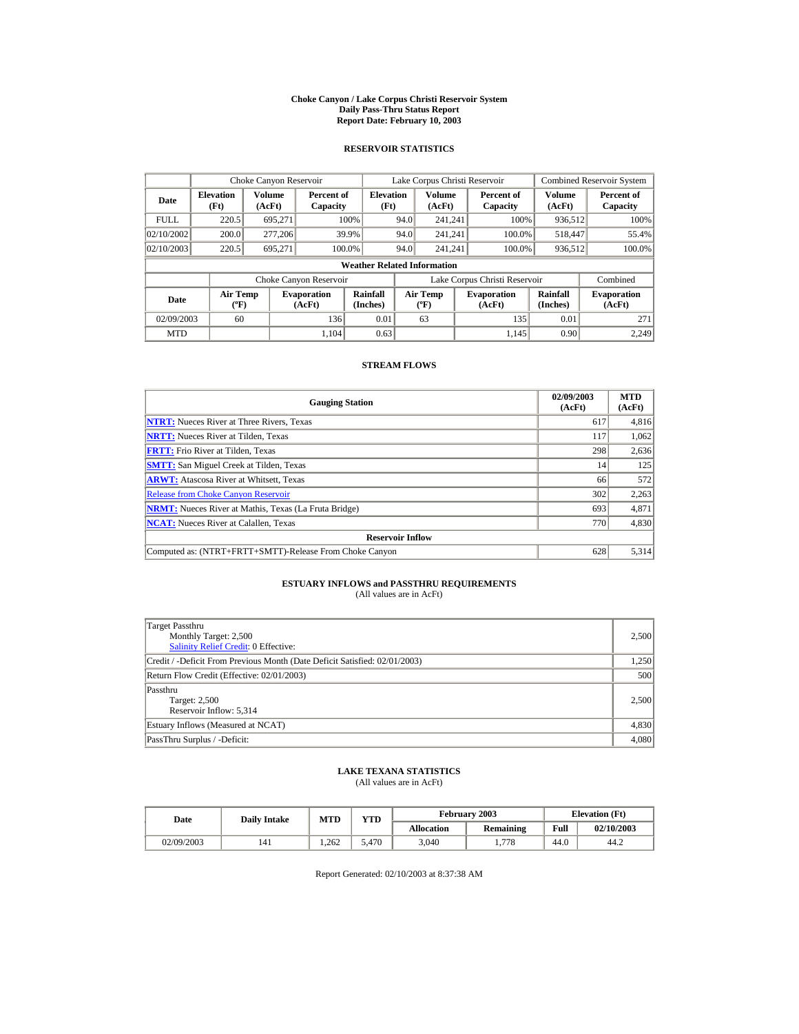# Choke Canyon / Lake Corpus Christi Reservoir System
## Daily Pass-Thru Status Report
### Report Date: February 10, 2003

## RESERVOIR STATISTICS

| Date | Choke Canyon Reservoir | | | Lake Corpus Christi Reservoir | | | Combined Reservoir System | |
|---|---|---|---|---|---|---|---|---|
| | Elevation (Ft) | Volume (AcFt) | Percent of Capacity | Elevation (Ft) | Volume (AcFt) | Percent of Capacity | Volume (AcFt) | Percent of Capacity |
| FULL | 220.5 | 695,271 | 100% | 94.0 | 241,241 | 100% | 936,512 | 100% |
| 02/10/2002 | 200.0 | 277,206 | 39.9% | 94.0 | 241,241 | 100.0% | 518,447 | 55.4% |
| 02/10/2003 | 220.5 | 695,271 | 100.0% | 94.0 | 241,241 | 100.0% | 936,512 | 100.0% |

**Weather Related Information**

| Date | Choke Canyon Reservoir | | | Lake Corpus Christi Reservoir | | | Combined |
|---|---|---|---|---|---|---|---|
| | Air Temp (ºF) | Evaporation (AcFt) | Rainfall (Inches) | Air Temp (ºF) | Evaporation (AcFt) | Rainfall (Inches) | Evaporation (AcFt) |
| 02/09/2003 | 60 | 136 | 0.01 | 63 | 135 | 0.01 | 271 |
| MTD | | 1,104 | 0.63 | | 1,145 | 0.90 | 2,249 |

## STREAM FLOWS

| Gauging Station | 02/09/2003 (AcFt) | MTD (AcFt) |
|---|---|---|
| **NTRT:** Nueces River at Three Rivers, Texas | 617 | 4,816 |
| **NRTT:** Nueces River at Tilden, Texas | 117 | 1,062 |
| **FRTT:** Frio River at Tilden, Texas | 298 | 2,636 |
| **SMTT:** San Miguel Creek at Tilden, Texas | 14 | 125 |
| **ARWT:** Atascosa River at Whitsett, Texas | 66 | 572 |
| Release from Choke Canyon Reservoir | 302 | 2,263 |
| **NRMT:** Nueces River at Mathis, Texas (La Fruta Bridge) | 693 | 4,871 |
| **NCAT:** Nueces River at Calallen, Texas | 770 | 4,830 |
| **Reservoir Inflow** | | |
| Computed as: (NTRT+FRTT+SMTT)-Release From Choke Canyon | 628 | 5,314 |

## ESTUARY INFLOWS and PASSTHRU REQUIREMENTS
(All values are in AcFt)

| | |
|---|---|
| Target Passthru<br>Monthly Target: 2,500<br>Salinity Relief Credit: 0 Effective: | 2,500 |
| Credit / -Deficit From Previous Month (Date Deficit Satisfied: 02/01/2003) | 1,250 |
| Return Flow Credit (Effective: 02/01/2003) | 500 |
| Passthru<br>Target: 2,500<br>Reservoir Inflow: 5,314 | 2,500 |
| Estuary Inflows (Measured at NCAT) | 4,830 |
| PassThru Surplus / -Deficit: | 4,080 |

## LAKE TEXANA STATISTICS
(All values are in AcFt)

| Date | Daily Intake | MTD | YTD | February 2003 | | Elevation (Ft) | |
|---|---|---|---|---|---|---|---|
| | | | | Allocation | Remaining | Full | 02/10/2003 |
| 02/09/2003 | 141 | 1,262 | 5,470 | 3,040 | 1,778 | 44.0 | 44.2 |

Report Generated: 02/10/2003 at 8:37:38 AM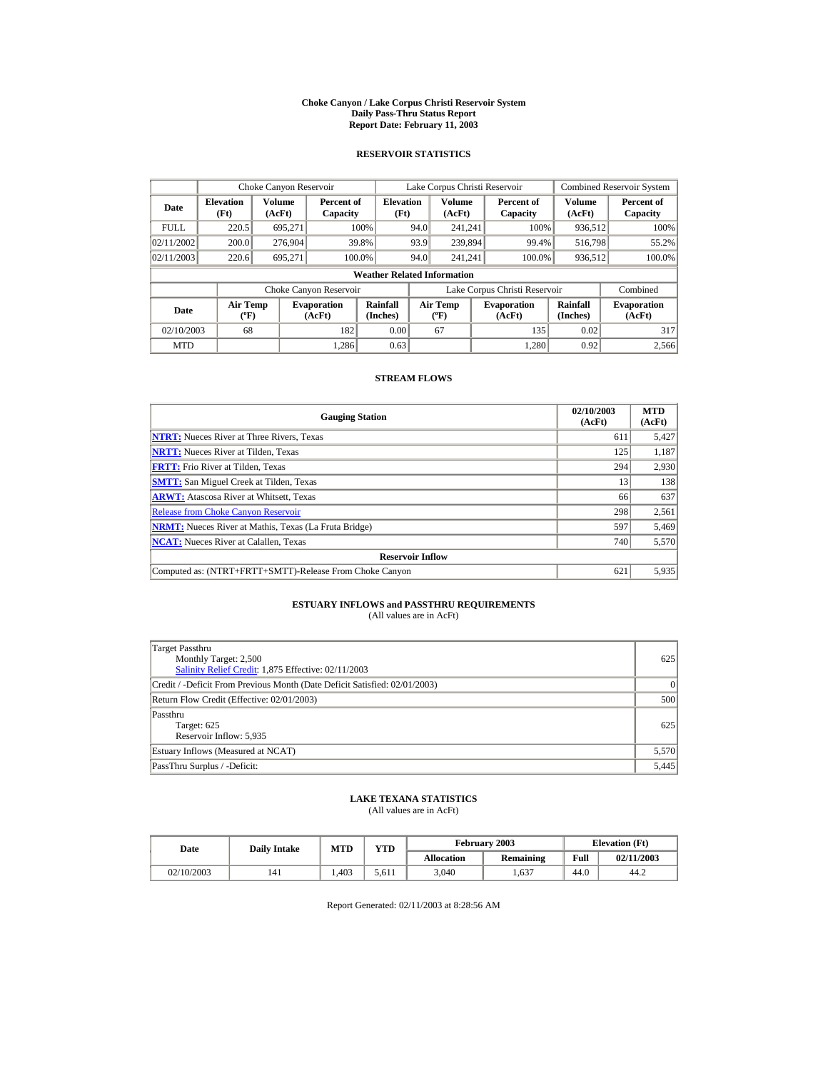# Choke Canyon / Lake Corpus Christi Reservoir System
## Daily Pass-Thru Status Report
## Report Date: February 11, 2003

### RESERVOIR STATISTICS

| | Choke Canyon Reservoir | | | Lake Corpus Christi Reservoir | | | Combined Reservoir System | |
|---|---|---|---|---|---|---|---|---|
| **Date** | **Elevation (Ft)** | **Volume (AcFt)** | **Percent of Capacity** | **Elevation (Ft)** | **Volume (AcFt)** | **Percent of Capacity** | **Volume (AcFt)** | **Percent of Capacity** |
| FULL | 220.5 | 695,271 | 100% | 94.0 | 241,241 | 100% | 936,512 | 100% |
| 02/11/2002 | 200.0 | 276,904 | 39.8% | 93.9 | 239,894 | 99.4% | 516,798 | 55.2% |
| 02/11/2003 | 220.6 | 695,271 | 100.0% | 94.0 | 241,241 | 100.0% | 936,512 | 100.0% |

**Weather Related Information**

| | Choke Canyon Reservoir | | | Lake Corpus Christi Reservoir | | | Combined |
|---|---|---|---|---|---|---|---|
| **Date** | **Air Temp (ºF)** | **Evaporation (AcFt)** | **Rainfall (Inches)** | **Air Temp (ºF)** | **Evaporation (AcFt)** | **Rainfall (Inches)** | **Evaporation (AcFt)** |
| 02/10/2003 | 68 | 182 | 0.00 | 67 | 135 | 0.02 | 317 |
| MTD | | 1,286 | 0.63 | | 1,280 | 0.92 | 2,566 |

### STREAM FLOWS

| Gauging Station | 02/10/2003 (AcFt) | MTD (AcFt) |
|---|---|---|
| NTRT: Nueces River at Three Rivers, Texas | 611 | 5,427 |
| NRTT: Nueces River at Tilden, Texas | 125 | 1,187 |
| FRTT: Frio River at Tilden, Texas | 294 | 2,930 |
| SMTT: San Miguel Creek at Tilden, Texas | 13 | 138 |
| ARWT: Atascosa River at Whitsett, Texas | 66 | 637 |
| Release from Choke Canyon Reservoir | 298 | 2,561 |
| NRMT: Nueces River at Mathis, Texas (La Fruta Bridge) | 597 | 5,469 |
| NCAT: Nueces River at Calallen, Texas | 740 | 5,570 |
| **Reservoir Inflow** | | |
| Computed as: (NTRT+FRTT+SMTT)-Release From Choke Canyon | 621 | 5,935 |

### ESTUARY INFLOWS and PASSTHRU REQUIREMENTS
(All values are in AcFt)

| | |
|---|---|
| Target Passthru<br>Monthly Target: 2,500<br>Salinity Relief Credit: 1,875 Effective: 02/11/2003 | 625 |
| Credit / -Deficit From Previous Month (Date Deficit Satisfied: 02/01/2003) | 0 |
| Return Flow Credit (Effective: 02/01/2003) | 500 |
| Passthru<br>Target: 625<br>Reservoir Inflow: 5,935 | 625 |
| Estuary Inflows (Measured at NCAT) | 5,570 |
| PassThru Surplus / -Deficit: | 5,445 |

### LAKE TEXANA STATISTICS
(All values are in AcFt)

| Date | Daily Intake | MTD | YTD | February 2003 | | Elevation (Ft) | |
|---|---|---|---|---|---|---|---|
| | | | | **Allocation** | **Remaining** | **Full** | **02/11/2003** |
| 02/10/2003 | 141 | 1,403 | 5,611 | 3,040 | 1,637 | 44.0 | 44.2 |

Report Generated: 02/11/2003 at 8:28:56 AM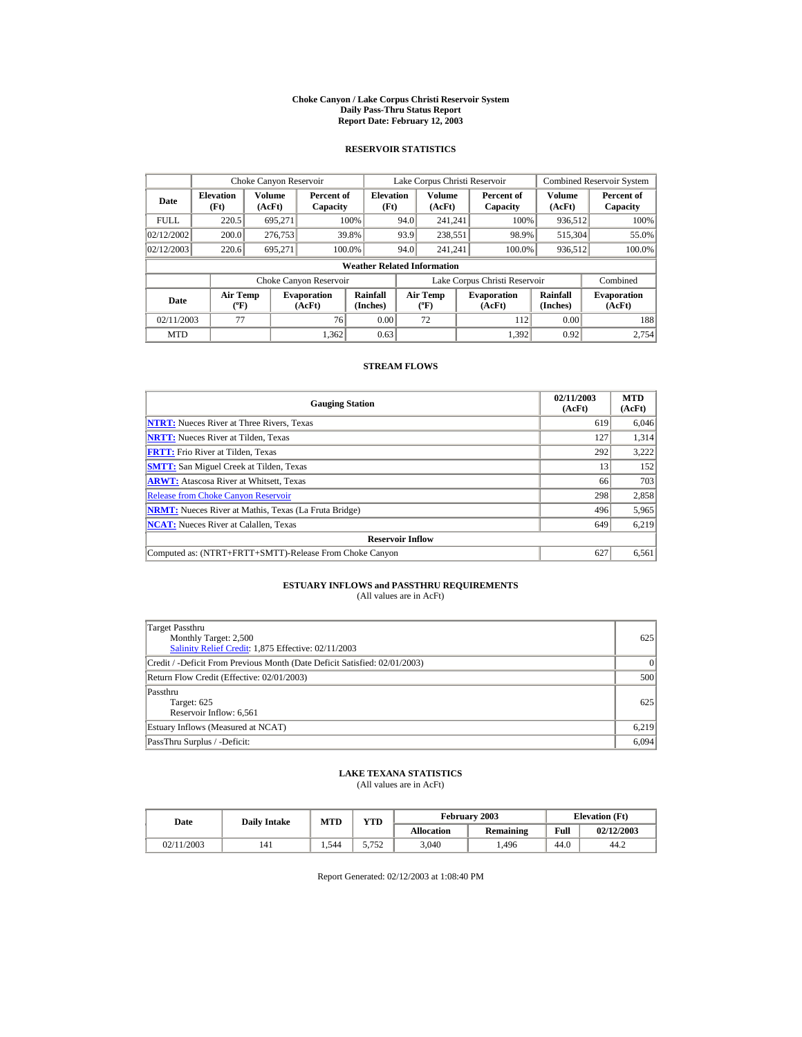# Choke Canyon / Lake Corpus Christi Reservoir System
## Daily Pass-Thru Status Report
### Report Date: February 12, 2003

## RESERVOIR STATISTICS

| | Choke Canyon Reservoir | | | Lake Corpus Christi Reservoir | | | Combined Reservoir System | |
|---|---|---|---|---|---|---|---|---|
| Date | Elevation (Ft) | Volume (AcFt) | Percent of Capacity | Elevation (Ft) | Volume (AcFt) | Percent of Capacity | Volume (AcFt) | Percent of Capacity |
| FULL | 220.5 | 695,271 | 100% | 94.0 | 241,241 | 100% | 936,512 | 100% |
| 02/12/2002 | 200.0 | 276,753 | 39.8% | 93.9 | 238,551 | 98.9% | 515,304 | 55.0% |
| 02/12/2003 | 220.6 | 695,271 | 100.0% | 94.0 | 241,241 | 100.0% | 936,512 | 100.0% |

**Weather Related Information**

| | Choke Canyon Reservoir | | | Lake Corpus Christi Reservoir | | | Combined |
|---|---|---|---|---|---|---|---|
| Date | Air Temp (ºF) | Evaporation (AcFt) | Rainfall (Inches) | Air Temp (ºF) | Evaporation (AcFt) | Rainfall (Inches) | Evaporation (AcFt) |
| 02/11/2003 | 77 | 76 | 0.00 | 72 | 112 | 0.00 | 188 |
| MTD | | 1,362 | 0.63 | | 1,392 | 0.92 | 2,754 |

## STREAM FLOWS

| Gauging Station | 02/11/2003 (AcFt) | MTD (AcFt) |
|---|---|---|
| **NTRT:** Nueces River at Three Rivers, Texas | 619 | 6,046 |
| **NRTT:** Nueces River at Tilden, Texas | 127 | 1,314 |
| **FRTT:** Frio River at Tilden, Texas | 292 | 3,222 |
| **SMTT:** San Miguel Creek at Tilden, Texas | 13 | 152 |
| **ARWT:** Atascosa River at Whitsett, Texas | 66 | 703 |
| Release from Choke Canyon Reservoir | 298 | 2,858 |
| **NRMT:** Nueces River at Mathis, Texas (La Fruta Bridge) | 496 | 5,965 |
| **NCAT:** Nueces River at Calallen, Texas | 649 | 6,219 |
| **Reservoir Inflow** | | |
| Computed as: (NTRT+FRTT+SMTT)-Release From Choke Canyon | 627 | 6,561 |

## ESTUARY INFLOWS and PASSTHRU REQUIREMENTS

(All values are in AcFt)

| | |
|---|---|
| Target Passthru<br>Monthly Target: 2,500<br>Salinity Relief Credit: 1,875 Effective: 02/11/2003 | 625 |
| Credit / -Deficit From Previous Month (Date Deficit Satisfied: 02/01/2003) | 0 |
| Return Flow Credit (Effective: 02/01/2003) | 500 |
| Passthru<br>Target: 625<br>Reservoir Inflow: 6,561 | 625 |
| Estuary Inflows (Measured at NCAT) | 6,219 |
| PassThru Surplus / -Deficit: | 6,094 |

## LAKE TEXANA STATISTICS

(All values are in AcFt)

| Date | Daily Intake | MTD | YTD | February 2003 | | Elevation (Ft) | |
|---|---|---|---|---|---|---|---|
| | | | | Allocation | Remaining | Full | 02/12/2003 |
| 02/11/2003 | 141 | 1,544 | 5,752 | 3,040 | 1,496 | 44.0 | 44.2 |

Report Generated: 02/12/2003 at 1:08:40 PM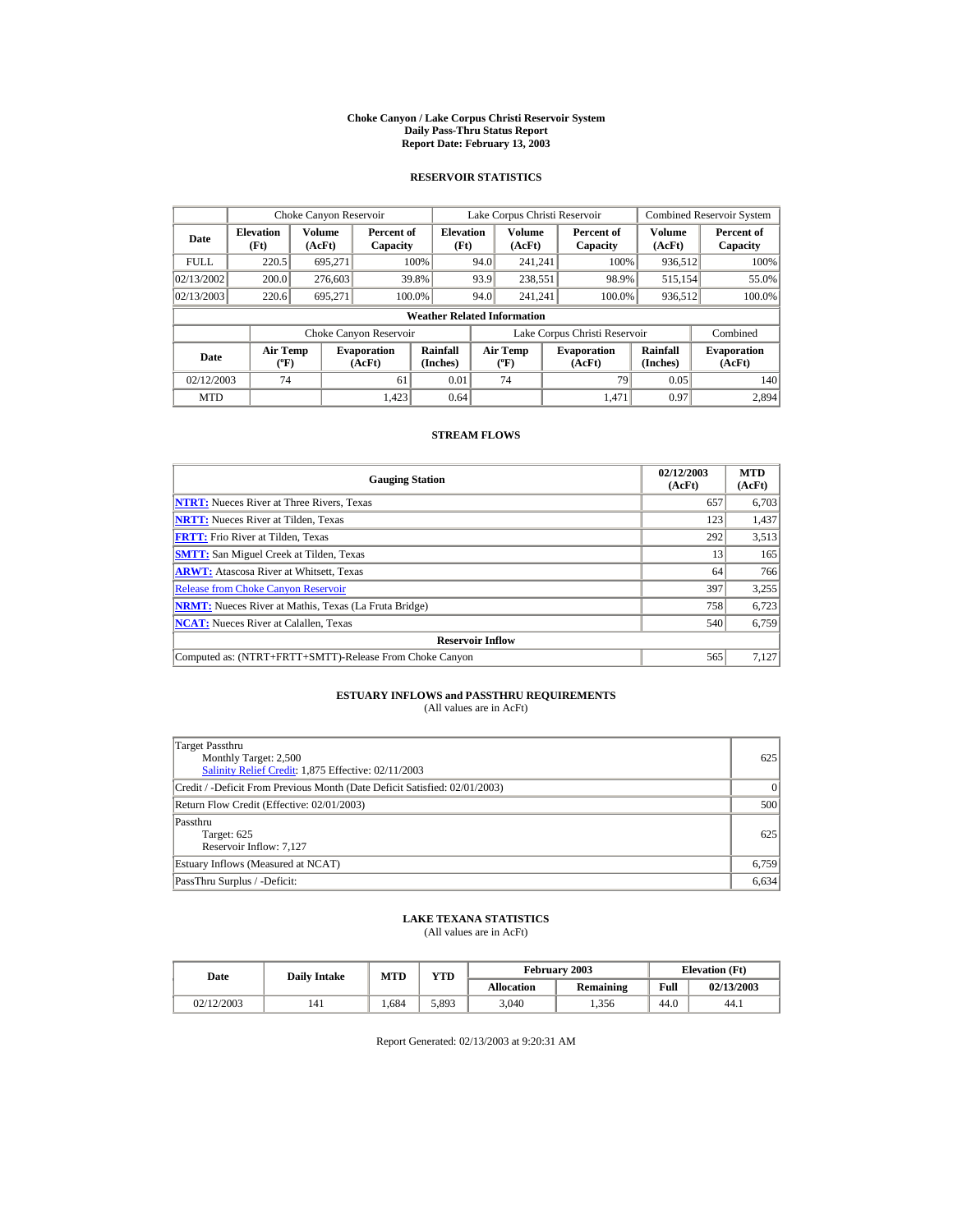# Choke Canyon / Lake Corpus Christi Reservoir System
## Daily Pass-Thru Status Report
## Report Date: February 13, 2003

### RESERVOIR STATISTICS

| | Choke Canyon Reservoir | | | Lake Corpus Christi Reservoir | | | Combined Reservoir System | |
|---|---|---|---|---|---|---|---|---|
| **Date** | **Elevation (Ft)** | **Volume (AcFt)** | **Percent of Capacity** | **Elevation (Ft)** | **Volume (AcFt)** | **Percent of Capacity** | **Volume (AcFt)** | **Percent of Capacity** |
| FULL | 220.5 | 695,271 | 100% | 94.0 | 241,241 | 100% | 936,512 | 100% |
| 02/13/2002 | 200.0 | 276,603 | 39.8% | 93.9 | 238,551 | 98.9% | 515,154 | 55.0% |
| 02/13/2003 | 220.6 | 695,271 | 100.0% | 94.0 | 241,241 | 100.0% | 936,512 | 100.0% |

**Weather Related Information**

| | Choke Canyon Reservoir | | | Lake Corpus Christi Reservoir | | | Combined |
|---|---|---|---|---|---|---|---|
| **Date** | **Air Temp (ºF)** | **Evaporation (AcFt)** | **Rainfall (Inches)** | **Air Temp (ºF)** | **Evaporation (AcFt)** | **Rainfall (Inches)** | **Evaporation (AcFt)** |
| 02/12/2003 | 74 | 61 | 0.01 | 74 | 79 | 0.05 | 140 |
| MTD | | 1,423 | 0.64 | | 1,471 | 0.97 | 2,894 |

### STREAM FLOWS

| Gauging Station | 02/12/2003 (AcFt) | MTD (AcFt) |
|---|---|---|
| **NTRT:** Nueces River at Three Rivers, Texas | 657 | 6,703 |
| **NRTT:** Nueces River at Tilden, Texas | 123 | 1,437 |
| **FRTT:** Frio River at Tilden, Texas | 292 | 3,513 |
| **SMTT:** San Miguel Creek at Tilden, Texas | 13 | 165 |
| **ARWT:** Atascosa River at Whitsett, Texas | 64 | 766 |
| Release from Choke Canyon Reservoir | 397 | 3,255 |
| **NRMT:** Nueces River at Mathis, Texas (La Fruta Bridge) | 758 | 6,723 |
| **NCAT:** Nueces River at Calallen, Texas | 540 | 6,759 |
| **Reservoir Inflow** | | |
| Computed as: (NTRT+FRTT+SMTT)-Release From Choke Canyon | 565 | 7,127 |

### ESTUARY INFLOWS and PASSTHRU REQUIREMENTS
(All values are in AcFt)

| | |
|---|---|
| Target Passthru<br>Monthly Target: 2,500<br>Salinity Relief Credit: 1,875 Effective: 02/11/2003 | 625 |
| Credit / -Deficit From Previous Month (Date Deficit Satisfied: 02/01/2003) | 0 |
| Return Flow Credit (Effective: 02/01/2003) | 500 |
| Passthru<br>Target: 625<br>Reservoir Inflow: 7,127 | 625 |
| Estuary Inflows (Measured at NCAT) | 6,759 |
| PassThru Surplus / -Deficit: | 6,634 |

### LAKE TEXANA STATISTICS
(All values are in AcFt)

| Date | Daily Intake | MTD | YTD | February 2003 | | Elevation (Ft) | |
|---|---|---|---|---|---|---|---|
| | | | | **Allocation** | **Remaining** | **Full** | **02/13/2003** |
| 02/12/2003 | 141 | 1,684 | 5,893 | 3,040 | 1,356 | 44.0 | 44.1 |

Report Generated: 02/13/2003 at 9:20:31 AM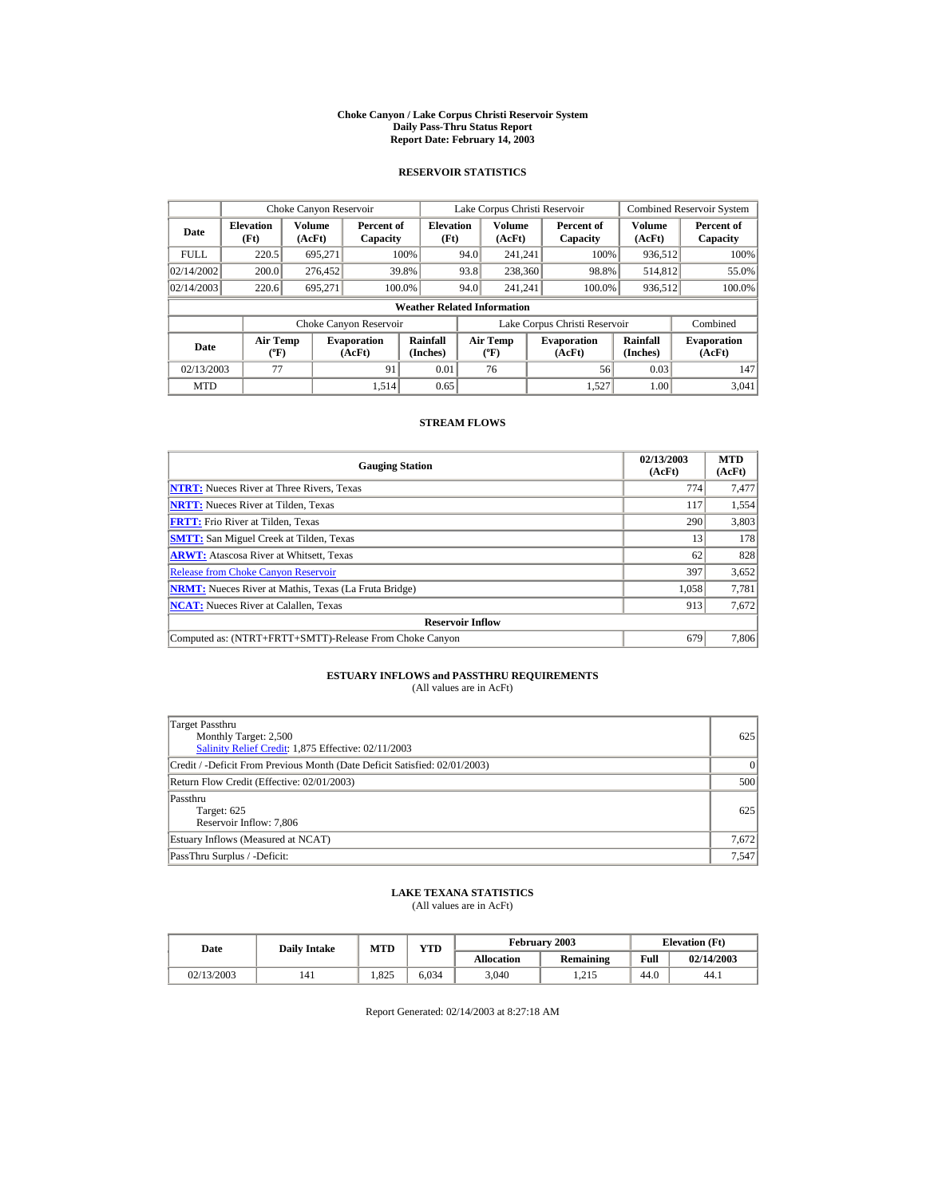# Choke Canyon / Lake Corpus Christi Reservoir System
## Daily Pass-Thru Status Report
### Report Date: February 14, 2003

## RESERVOIR STATISTICS

| Date | Choke Canyon Reservoir | | | Lake Corpus Christi Reservoir | | | Combined Reservoir System | |
|---|---|---|---|---|---|---|---|---|
| | Elevation (Ft) | Volume (AcFt) | Percent of Capacity | Elevation (Ft) | Volume (AcFt) | Percent of Capacity | Volume (AcFt) | Percent of Capacity |
| FULL | 220.5 | 695,271 | 100% | 94.0 | 241,241 | 100% | 936,512 | 100% |
| 02/14/2002 | 200.0 | 276,452 | 39.8% | 93.8 | 238,360 | 98.8% | 514,812 | 55.0% |
| 02/14/2003 | 220.6 | 695,271 | 100.0% | 94.0 | 241,241 | 100.0% | 936,512 | 100.0% |

**Weather Related Information**

| Date | Choke Canyon Reservoir | | | Lake Corpus Christi Reservoir | | | Combined |
|---|---|---|---|---|---|---|---|
| | Air Temp (ºF) | Evaporation (AcFt) | Rainfall (Inches) | Air Temp (ºF) | Evaporation (AcFt) | Rainfall (Inches) | Evaporation (AcFt) |
| 02/13/2003 | 77 | 91 | 0.01 | 76 | 56 | 0.03 | 147 |
| MTD | | 1,514 | 0.65 | | 1,527 | 1.00 | 3,041 |

## STREAM FLOWS

| Gauging Station | 02/13/2003 (AcFt) | MTD (AcFt) |
|---|---|---|
| **NTRT:** Nueces River at Three Rivers, Texas | 774 | 7,477 |
| **NRTT:** Nueces River at Tilden, Texas | 117 | 1,554 |
| **FRTT:** Frio River at Tilden, Texas | 290 | 3,803 |
| **SMTT:** San Miguel Creek at Tilden, Texas | 13 | 178 |
| **ARWT:** Atascosa River at Whitsett, Texas | 62 | 828 |
| Release from Choke Canyon Reservoir | 397 | 3,652 |
| **NRMT:** Nueces River at Mathis, Texas (La Fruta Bridge) | 1,058 | 7,781 |
| **NCAT:** Nueces River at Calallen, Texas | 913 | 7,672 |
| **Reservoir Inflow** | | |
| Computed as: (NTRT+FRTT+SMTT)-Release From Choke Canyon | 679 | 7,806 |

## ESTUARY INFLOWS and PASSTHRU REQUIREMENTS
(All values are in AcFt)

| | |
|---|---|
| Target Passthru<br>Monthly Target: 2,500<br>Salinity Relief Credit: 1,875 Effective: 02/11/2003 | 625 |
| Credit / -Deficit From Previous Month (Date Deficit Satisfied: 02/01/2003) | 0 |
| Return Flow Credit (Effective: 02/01/2003) | 500 |
| Passthru<br>Target: 625<br>Reservoir Inflow: 7,806 | 625 |
| Estuary Inflows (Measured at NCAT) | 7,672 |
| PassThru Surplus / -Deficit: | 7,547 |

## LAKE TEXANA STATISTICS
(All values are in AcFt)

| Date | Daily Intake | MTD | YTD | February 2003 | | Elevation (Ft) | |
|---|---|---|---|---|---|---|---|
| | | | | Allocation | Remaining | Full | 02/14/2003 |
| 02/13/2003 | 141 | 1,825 | 6,034 | 3,040 | 1,215 | 44.0 | 44.1 |

Report Generated: 02/14/2003 at 8:27:18 AM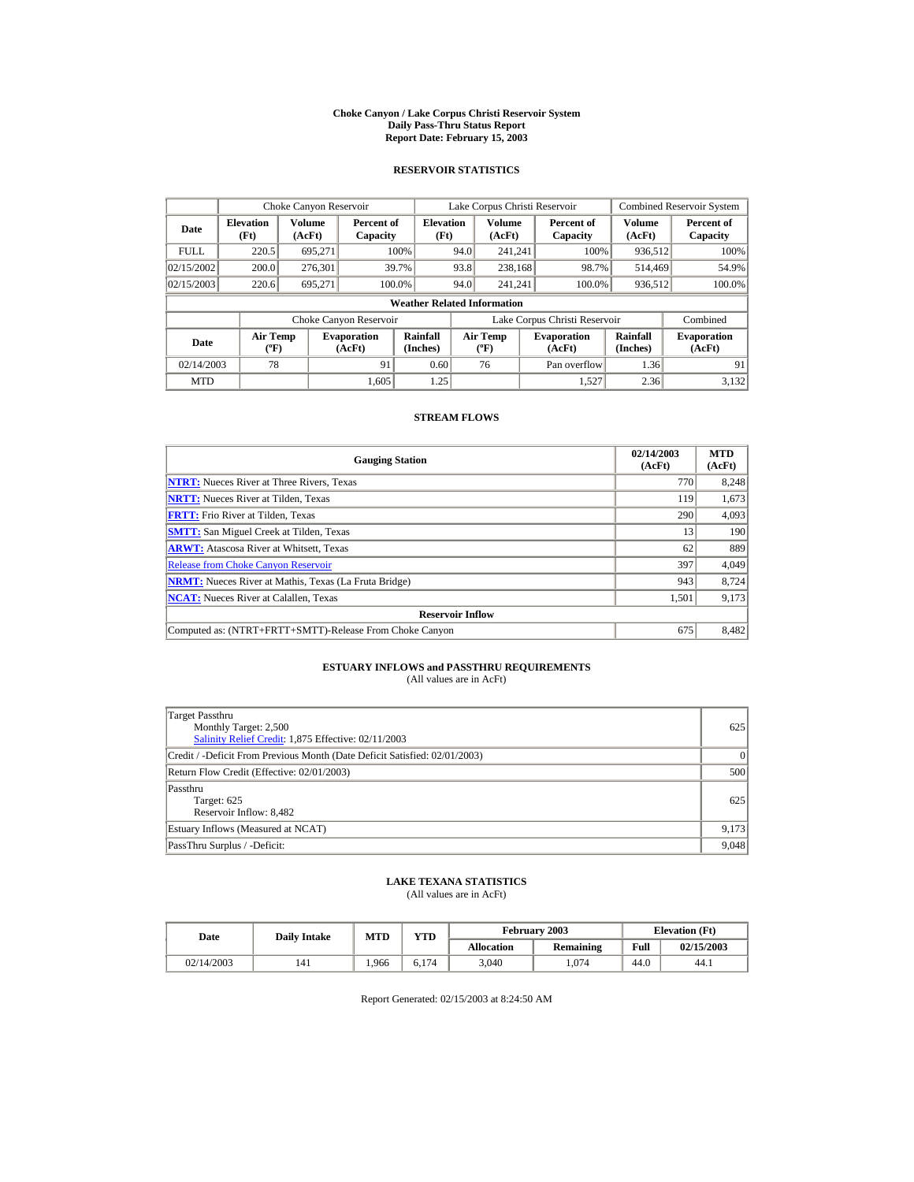# Choke Canyon / Lake Corpus Christi Reservoir System
## Daily Pass-Thru Status Report
## Report Date: February 15, 2003

### RESERVOIR STATISTICS

| | Choke Canyon Reservoir | | | Lake Corpus Christi Reservoir | | | Combined Reservoir System | |
|---|---|---|---|---|---|---|---|---|
| **Date** | **Elevation (Ft)** | **Volume (AcFt)** | **Percent of Capacity** | **Elevation (Ft)** | **Volume (AcFt)** | **Percent of Capacity** | **Volume (AcFt)** | **Percent of Capacity** |
| FULL | 220.5 | 695,271 | 100% | 94.0 | 241,241 | 100% | 936,512 | 100% |
| 02/15/2002 | 200.0 | 276,301 | 39.7% | 93.8 | 238,168 | 98.7% | 514,469 | 54.9% |
| 02/15/2003 | 220.6 | 695,271 | 100.0% | 94.0 | 241,241 | 100.0% | 936,512 | 100.0% |

**Weather Related Information**

| | Choke Canyon Reservoir | | | Lake Corpus Christi Reservoir | | | Combined |
|---|---|---|---|---|---|---|---|
| **Date** | **Air Temp (ºF)** | **Evaporation (AcFt)** | **Rainfall (Inches)** | **Air Temp (ºF)** | **Evaporation (AcFt)** | **Rainfall (Inches)** | **Evaporation (AcFt)** |
| 02/14/2003 | 78 | 91 | 0.60 | 76 | Pan overflow | 1.36 | 91 |
| MTD | | 1,605 | 1.25 | | 1,527 | 2.36 | 3,132 |

### STREAM FLOWS

| Gauging Station | 02/14/2003 (AcFt) | MTD (AcFt) |
|---|---|---|
| **NTRT:** Nueces River at Three Rivers, Texas | 770 | 8,248 |
| **NRTT:** Nueces River at Tilden, Texas | 119 | 1,673 |
| **FRTT:** Frio River at Tilden, Texas | 290 | 4,093 |
| **SMTT:** San Miguel Creek at Tilden, Texas | 13 | 190 |
| **ARWT:** Atascosa River at Whitsett, Texas | 62 | 889 |
| Release from Choke Canyon Reservoir | 397 | 4,049 |
| **NRMT:** Nueces River at Mathis, Texas (La Fruta Bridge) | 943 | 8,724 |
| **NCAT:** Nueces River at Calallen, Texas | 1,501 | 9,173 |
| **Reservoir Inflow** | | |
| Computed as: (NTRT+FRTT+SMTT)-Release From Choke Canyon | 675 | 8,482 |

### ESTUARY INFLOWS and PASSTHRU REQUIREMENTS
(All values are in AcFt)

| | |
|---|---|
| Target Passthru<br>Monthly Target: 2,500<br>Salinity Relief Credit: 1,875 Effective: 02/11/2003 | 625 |
| Credit / -Deficit From Previous Month (Date Deficit Satisfied: 02/01/2003) | 0 |
| Return Flow Credit (Effective: 02/01/2003) | 500 |
| Passthru<br>Target: 625<br>Reservoir Inflow: 8,482 | 625 |
| Estuary Inflows (Measured at NCAT) | 9,173 |
| PassThru Surplus / -Deficit: | 9,048 |

### LAKE TEXANA STATISTICS
(All values are in AcFt)

| Date | Daily Intake | MTD | YTD | February 2003 | | Elevation (Ft) | |
|---|---|---|---|---|---|---|---|
| | | | | **Allocation** | **Remaining** | **Full** | **02/15/2003** |
| 02/14/2003 | 141 | 1,966 | 6,174 | 3,040 | 1,074 | 44.0 | 44.1 |

Report Generated: 02/15/2003 at 8:24:50 AM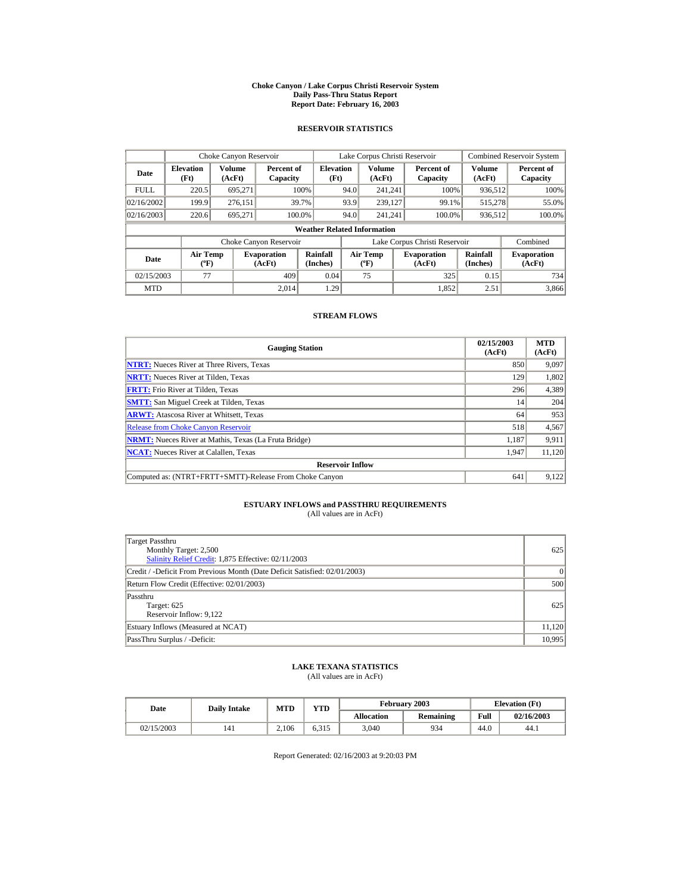# Choke Canyon / Lake Corpus Christi Reservoir System
## Daily Pass-Thru Status Report
### Report Date: February 16, 2003

## RESERVOIR STATISTICS

| | Choke Canyon Reservoir | | | Lake Corpus Christi Reservoir | | | Combined Reservoir System | |
|---|---|---|---|---|---|---|---|---|
| **Date** | **Elevation (Ft)** | **Volume (AcFt)** | **Percent of Capacity** | **Elevation (Ft)** | **Volume (AcFt)** | **Percent of Capacity** | **Volume (AcFt)** | **Percent of Capacity** |
| FULL | 220.5 | 695,271 | 100% | 94.0 | 241,241 | 100% | 936,512 | 100% |
| 02/16/2002 | 199.9 | 276,151 | 39.7% | 93.9 | 239,127 | 99.1% | 515,278 | 55.0% |
| 02/16/2003 | 220.6 | 695,271 | 100.0% | 94.0 | 241,241 | 100.0% | 936,512 | 100.0% |

**Weather Related Information**

| | Choke Canyon Reservoir | | | Lake Corpus Christi Reservoir | | | Combined |
|---|---|---|---|---|---|---|---|
| **Date** | **Air Temp (ºF)** | **Evaporation (AcFt)** | **Rainfall (Inches)** | **Air Temp (ºF)** | **Evaporation (AcFt)** | **Rainfall (Inches)** | **Evaporation (AcFt)** |
| 02/15/2003 | 77 | 409 | 0.04 | 75 | 325 | 0.15 | 734 |
| MTD | | 2,014 | 1.29 | | 1,852 | 2.51 | 3,866 |

## STREAM FLOWS

| Gauging Station | 02/15/2003 (AcFt) | MTD (AcFt) |
|---|---|---|
| **NTRT:** Nueces River at Three Rivers, Texas | 850 | 9,097 |
| **NRTT:** Nueces River at Tilden, Texas | 129 | 1,802 |
| **FRTT:** Frio River at Tilden, Texas | 296 | 4,389 |
| **SMTT:** San Miguel Creek at Tilden, Texas | 14 | 204 |
| **ARWT:** Atascosa River at Whitsett, Texas | 64 | 953 |
| Release from Choke Canyon Reservoir | 518 | 4,567 |
| **NRMT:** Nueces River at Mathis, Texas (La Fruta Bridge) | 1,187 | 9,911 |
| **NCAT:** Nueces River at Calallen, Texas | 1,947 | 11,120 |
| **Reservoir Inflow** | | |
| Computed as: (NTRT+FRTT+SMTT)-Release From Choke Canyon | 641 | 9,122 |

## ESTUARY INFLOWS and PASSTHRU REQUIREMENTS
(All values are in AcFt)

| | |
|---|---|
| Target Passthru<br>Monthly Target: 2,500<br>Salinity Relief Credit: 1,875 Effective: 02/11/2003 | 625 |
| Credit / -Deficit From Previous Month (Date Deficit Satisfied: 02/01/2003) | 0 |
| Return Flow Credit (Effective: 02/01/2003) | 500 |
| Passthru<br>Target: 625<br>Reservoir Inflow: 9,122 | 625 |
| Estuary Inflows (Measured at NCAT) | 11,120 |
| PassThru Surplus / -Deficit: | 10,995 |

## LAKE TEXANA STATISTICS
(All values are in AcFt)

| Date | Daily Intake | MTD | YTD | February 2003 | | Elevation (Ft) | |
|---|---|---|---|---|---|---|---|
| | | | | **Allocation** | **Remaining** | **Full** | **02/16/2003** |
| 02/15/2003 | 141 | 2,106 | 6,315 | 3,040 | 934 | 44.0 | 44.1 |

Report Generated: 02/16/2003 at 9:20:03 PM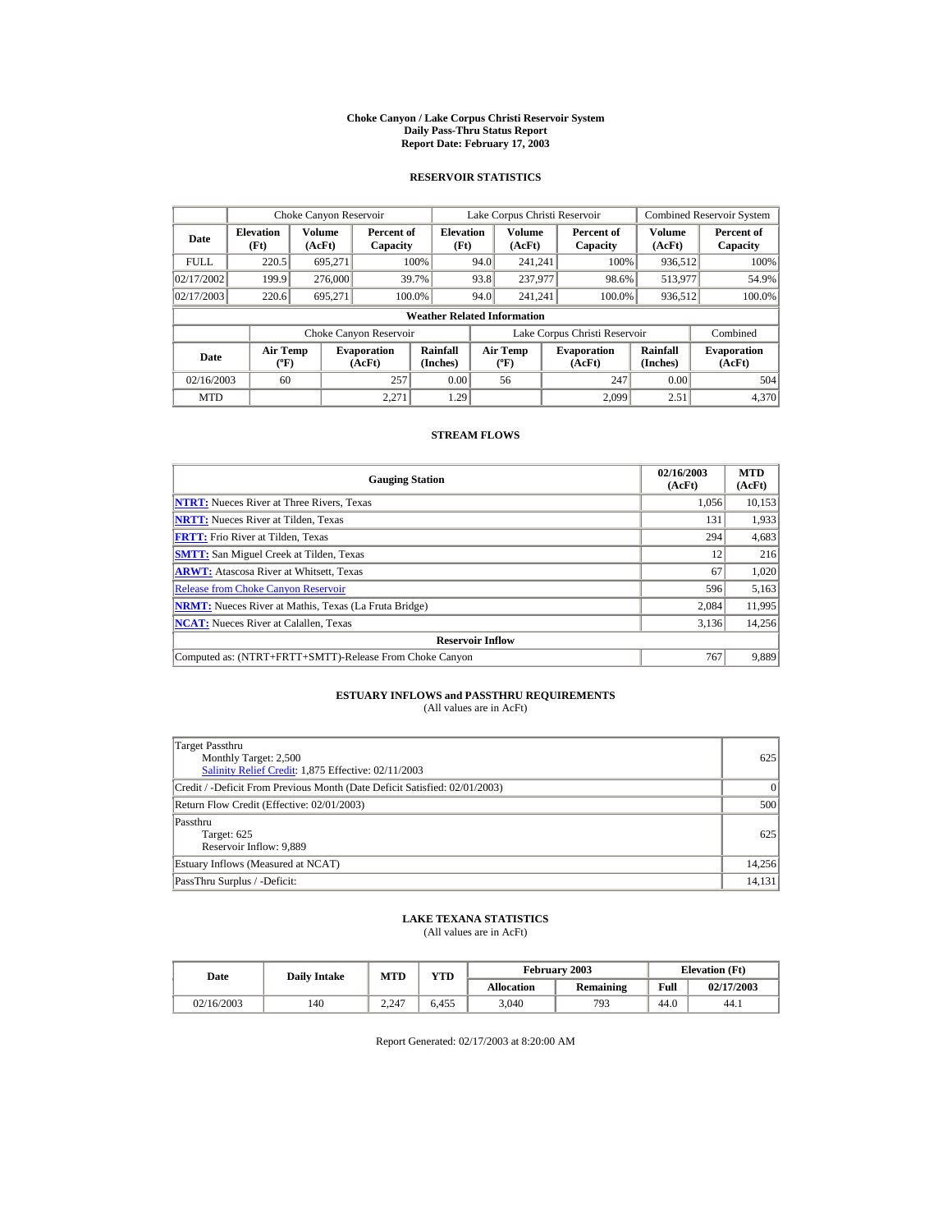# Choke Canyon / Lake Corpus Christi Reservoir System
## Daily Pass-Thru Status Report
## Report Date: February 17, 2003

### RESERVOIR STATISTICS

| Date | Choke Canyon Reservoir | | | Lake Corpus Christi Reservoir | | | Combined Reservoir System | |
|---|---|---|---|---|---|---|---|---|
| | Elevation (Ft) | Volume (AcFt) | Percent of Capacity | Elevation (Ft) | Volume (AcFt) | Percent of Capacity | Volume (AcFt) | Percent of Capacity |
| FULL | 220.5 | 695,271 | 100% | 94.0 | 241,241 | 100% | 936,512 | 100% |
| 02/17/2002 | 199.9 | 276,000 | 39.7% | 93.8 | 237,977 | 98.6% | 513,977 | 54.9% |
| 02/17/2003 | 220.6 | 695,271 | 100.0% | 94.0 | 241,241 | 100.0% | 936,512 | 100.0% |

**Weather Related Information**

| Date | Choke Canyon Reservoir | | | Lake Corpus Christi Reservoir | | | Combined |
|---|---|---|---|---|---|---|---|
| | Air Temp (ºF) | Evaporation (AcFt) | Rainfall (Inches) | Air Temp (ºF) | Evaporation (AcFt) | Rainfall (Inches) | Evaporation (AcFt) |
| 02/16/2003 | 60 | 257 | 0.00 | 56 | 247 | 0.00 | 504 |
| MTD | | 2,271 | 1.29 | | 2,099 | 2.51 | 4,370 |

### STREAM FLOWS

| Gauging Station | 02/16/2003 (AcFt) | MTD (AcFt) |
|---|---|---|
| NTRT: Nueces River at Three Rivers, Texas | 1,056 | 10,153 |
| NRTT: Nueces River at Tilden, Texas | 131 | 1,933 |
| FRTT: Frio River at Tilden, Texas | 294 | 4,683 |
| SMTT: San Miguel Creek at Tilden, Texas | 12 | 216 |
| ARWT: Atascosa River at Whitsett, Texas | 67 | 1,020 |
| Release from Choke Canyon Reservoir | 596 | 5,163 |
| NRMT: Nueces River at Mathis, Texas (La Fruta Bridge) | 2,084 | 11,995 |
| NCAT: Nueces River at Calallen, Texas | 3,136 | 14,256 |
| **Reservoir Inflow** | | |
| Computed as: (NTRT+FRTT+SMTT)-Release From Choke Canyon | 767 | 9,889 |

### ESTUARY INFLOWS and PASSTHRU REQUIREMENTS
(All values are in AcFt)

| | |
|---|---|
| Target Passthru<br>Monthly Target: 2,500<br>Salinity Relief Credit: 1,875 Effective: 02/11/2003 | 625 |
| Credit / -Deficit From Previous Month (Date Deficit Satisfied: 02/01/2003) | 0 |
| Return Flow Credit (Effective: 02/01/2003) | 500 |
| Passthru<br>Target: 625<br>Reservoir Inflow: 9,889 | 625 |
| Estuary Inflows (Measured at NCAT) | 14,256 |
| PassThru Surplus / -Deficit: | 14,131 |

### LAKE TEXANA STATISTICS
(All values are in AcFt)

| Date | Daily Intake | MTD | YTD | February 2003 | | Elevation (Ft) | |
|---|---|---|---|---|---|---|---|
| | | | | Allocation | Remaining | Full | 02/17/2003 |
| 02/16/2003 | 140 | 2,247 | 6,455 | 3,040 | 793 | 44.0 | 44.1 |

Report Generated: 02/17/2003 at 8:20:00 AM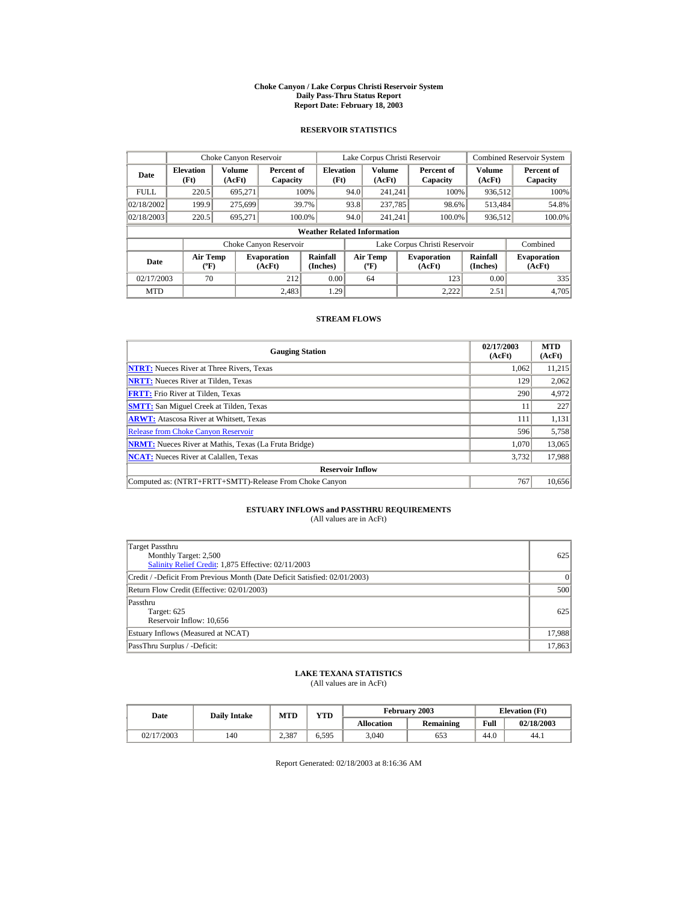# Choke Canyon / Lake Corpus Christi Reservoir System
## Daily Pass-Thru Status Report
### Report Date: February 18, 2003

## RESERVOIR STATISTICS

| | Choke Canyon Reservoir | | | Lake Corpus Christi Reservoir | | | Combined Reservoir System | |
|---|---|---|---|---|---|---|---|---|
| **Date** | **Elevation (Ft)** | **Volume (AcFt)** | **Percent of Capacity** | **Elevation (Ft)** | **Volume (AcFt)** | **Percent of Capacity** | **Volume (AcFt)** | **Percent of Capacity** |
| FULL | 220.5 | 695,271 | 100% | 94.0 | 241,241 | 100% | 936,512 | 100% |
| 02/18/2002 | 199.9 | 275,699 | 39.7% | 93.8 | 237,785 | 98.6% | 513,484 | 54.8% |
| 02/18/2003 | 220.5 | 695,271 | 100.0% | 94.0 | 241,241 | 100.0% | 936,512 | 100.0% |

**Weather Related Information**

| | Choke Canyon Reservoir | | | Lake Corpus Christi Reservoir | | | Combined |
|---|---|---|---|---|---|---|---|
| **Date** | **Air Temp (ºF)** | **Evaporation (AcFt)** | **Rainfall (Inches)** | **Air Temp (ºF)** | **Evaporation (AcFt)** | **Rainfall (Inches)** | **Evaporation (AcFt)** |
| 02/17/2003 | 70 | 212 | 0.00 | 64 | 123 | 0.00 | 335 |
| MTD | | 2,483 | 1.29 | | 2,222 | 2.51 | 4,705 |

## STREAM FLOWS

| Gauging Station | 02/17/2003 (AcFt) | MTD (AcFt) |
|---|---|---|
| **NTRT:** Nueces River at Three Rivers, Texas | 1,062 | 11,215 |
| **NRTT:** Nueces River at Tilden, Texas | 129 | 2,062 |
| **FRTT:** Frio River at Tilden, Texas | 290 | 4,972 |
| **SMTT:** San Miguel Creek at Tilden, Texas | 11 | 227 |
| **ARWT:** Atascosa River at Whitsett, Texas | 111 | 1,131 |
| Release from Choke Canyon Reservoir | 596 | 5,758 |
| **NRMT:** Nueces River at Mathis, Texas (La Fruta Bridge) | 1,070 | 13,065 |
| **NCAT:** Nueces River at Calallen, Texas | 3,732 | 17,988 |
| **Reservoir Inflow** | | |
| Computed as: (NTRT+FRTT+SMTT)-Release From Choke Canyon | 767 | 10,656 |

## ESTUARY INFLOWS and PASSTHRU REQUIREMENTS
(All values are in AcFt)

| | |
|---|---|
| Target Passthru<br>Monthly Target: 2,500<br>Salinity Relief Credit: 1,875 Effective: 02/11/2003 | 625 |
| Credit / -Deficit From Previous Month (Date Deficit Satisfied: 02/01/2003) | 0 |
| Return Flow Credit (Effective: 02/01/2003) | 500 |
| Passthru<br>Target: 625<br>Reservoir Inflow: 10,656 | 625 |
| Estuary Inflows (Measured at NCAT) | 17,988 |
| PassThru Surplus / -Deficit: | 17,863 |

## LAKE TEXANA STATISTICS
(All values are in AcFt)

| Date | Daily Intake | MTD | YTD | February 2003 | | Elevation (Ft) | |
|---|---|---|---|---|---|---|---|
| | | | | **Allocation** | **Remaining** | **Full** | **02/18/2003** |
| 02/17/2003 | 140 | 2,387 | 6,595 | 3,040 | 653 | 44.0 | 44.1 |

Report Generated: 02/18/2003 at 8:16:36 AM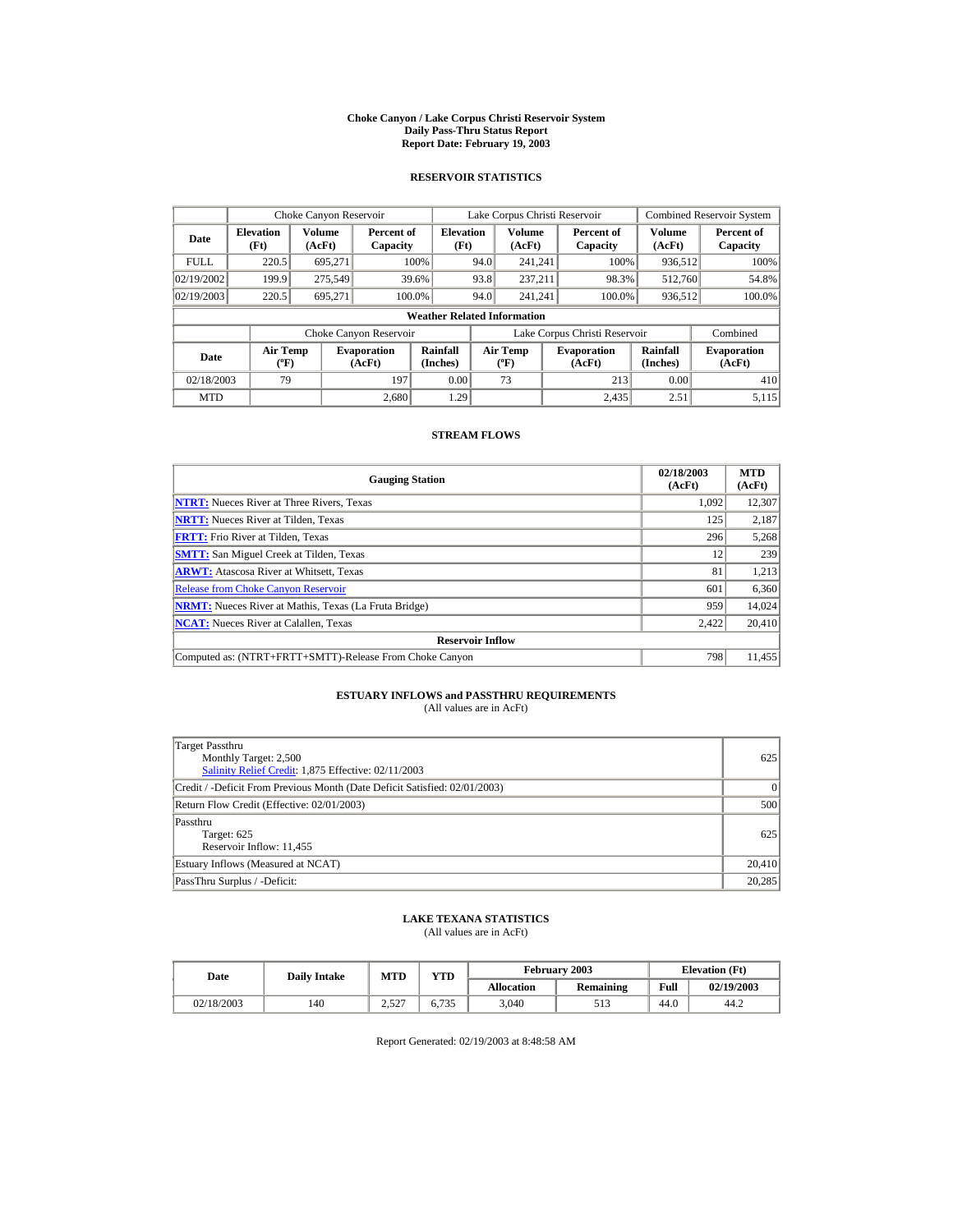# Choke Canyon / Lake Corpus Christi Reservoir System
## Daily Pass-Thru Status Report
## Report Date: February 19, 2003

### RESERVOIR STATISTICS

| Date | Choke Canyon Reservoir | | | Lake Corpus Christi Reservoir | | | Combined Reservoir System | |
|---|---|---|---|---|---|---|---|---|
| | Elevation (Ft) | Volume (AcFt) | Percent of Capacity | Elevation (Ft) | Volume (AcFt) | Percent of Capacity | Volume (AcFt) | Percent of Capacity |
| FULL | 220.5 | 695,271 | 100% | 94.0 | 241,241 | 100% | 936,512 | 100% |
| 02/19/2002 | 199.9 | 275,549 | 39.6% | 93.8 | 237,211 | 98.3% | 512,760 | 54.8% |
| 02/19/2003 | 220.5 | 695,271 | 100.0% | 94.0 | 241,241 | 100.0% | 936,512 | 100.0% |

**Weather Related Information**

| Date | Choke Canyon Reservoir | | | Lake Corpus Christi Reservoir | | | Combined |
|---|---|---|---|---|---|---|---|
| | Air Temp (ºF) | Evaporation (AcFt) | Rainfall (Inches) | Air Temp (ºF) | Evaporation (AcFt) | Rainfall (Inches) | Evaporation (AcFt) |
| 02/18/2003 | 79 | 197 | 0.00 | 73 | 213 | 0.00 | 410 |
| MTD | | 2,680 | 1.29 | | 2,435 | 2.51 | 5,115 |

### STREAM FLOWS

| Gauging Station | 02/18/2003 (AcFt) | MTD (AcFt) |
|---|---|---|
| NTRT: Nueces River at Three Rivers, Texas | 1,092 | 12,307 |
| NRTT: Nueces River at Tilden, Texas | 125 | 2,187 |
| FRTT: Frio River at Tilden, Texas | 296 | 5,268 |
| SMTT: San Miguel Creek at Tilden, Texas | 12 | 239 |
| ARWT: Atascosa River at Whitsett, Texas | 81 | 1,213 |
| Release from Choke Canyon Reservoir | 601 | 6,360 |
| NRMT: Nueces River at Mathis, Texas (La Fruta Bridge) | 959 | 14,024 |
| NCAT: Nueces River at Calallen, Texas | 2,422 | 20,410 |
| **Reservoir Inflow** | | |
| Computed as: (NTRT+FRTT+SMTT)-Release From Choke Canyon | 798 | 11,455 |

### ESTUARY INFLOWS and PASSTHRU REQUIREMENTS
(All values are in AcFt)

| | |
|---|---|
| Target Passthru<br>Monthly Target: 2,500<br>Salinity Relief Credit: 1,875 Effective: 02/11/2003 | 625 |
| Credit / -Deficit From Previous Month (Date Deficit Satisfied: 02/01/2003) | 0 |
| Return Flow Credit (Effective: 02/01/2003) | 500 |
| Passthru<br>Target: 625<br>Reservoir Inflow: 11,455 | 625 |
| Estuary Inflows (Measured at NCAT) | 20,410 |
| PassThru Surplus / -Deficit: | 20,285 |

### LAKE TEXANA STATISTICS
(All values are in AcFt)

| Date | Daily Intake | MTD | YTD | February 2003 | | Elevation (Ft) | |
|---|---|---|---|---|---|---|---|
| | | | | Allocation | Remaining | Full | 02/19/2003 |
| 02/18/2003 | 140 | 2,527 | 6,735 | 3,040 | 513 | 44.0 | 44.2 |

Report Generated: 02/19/2003 at 8:48:58 AM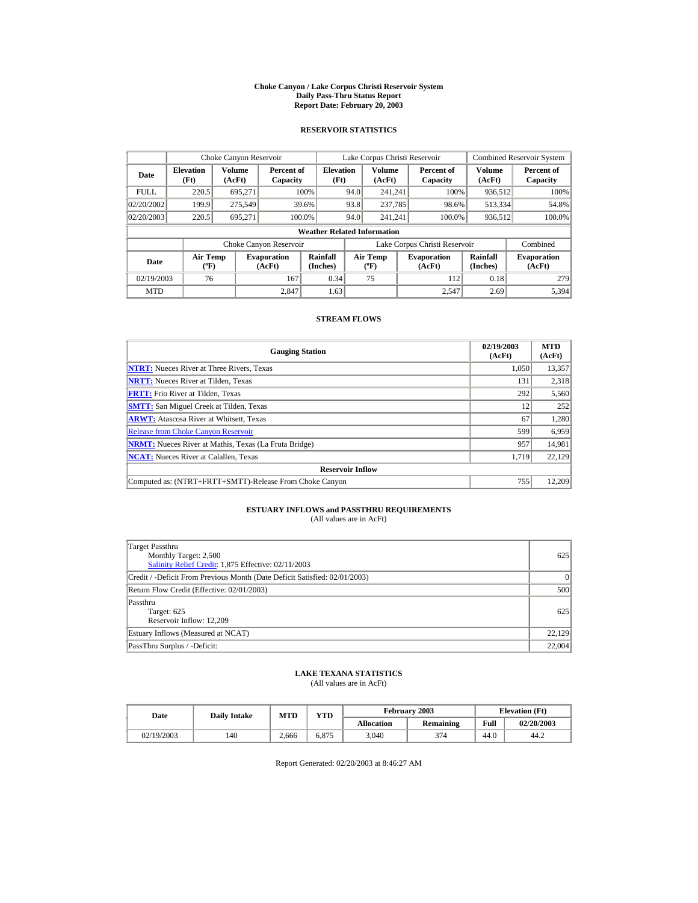# Choke Canyon / Lake Corpus Christi Reservoir System
## Daily Pass-Thru Status Report
## Report Date: February 20, 2003

### RESERVOIR STATISTICS

| Date | Choke Canyon Reservoir | | | Lake Corpus Christi Reservoir | | | Combined Reservoir System | |
|---|---|---|---|---|---|---|---|---|
| | Elevation (Ft) | Volume (AcFt) | Percent of Capacity | Elevation (Ft) | Volume (AcFt) | Percent of Capacity | Volume (AcFt) | Percent of Capacity |
| FULL | 220.5 | 695,271 | 100% | 94.0 | 241,241 | 100% | 936,512 | 100% |
| 02/20/2002 | 199.9 | 275,549 | 39.6% | 93.8 | 237,785 | 98.6% | 513,334 | 54.8% |
| 02/20/2003 | 220.5 | 695,271 | 100.0% | 94.0 | 241,241 | 100.0% | 936,512 | 100.0% |

**Weather Related Information**

| Date | Choke Canyon Reservoir | | | Lake Corpus Christi Reservoir | | | Combined |
|---|---|---|---|---|---|---|---|
| | Air Temp (ºF) | Evaporation (AcFt) | Rainfall (Inches) | Air Temp (ºF) | Evaporation (AcFt) | Rainfall (Inches) | Evaporation (AcFt) |
| 02/19/2003 | 76 | 167 | 0.34 | 75 | 112 | 0.18 | 279 |
| MTD | | 2,847 | 1.63 | | 2,547 | 2.69 | 5,394 |

### STREAM FLOWS

| Gauging Station | 02/19/2003 (AcFt) | MTD (AcFt) |
|---|---|---|
| NTRT: Nueces River at Three Rivers, Texas | 1,050 | 13,357 |
| NRTT: Nueces River at Tilden, Texas | 131 | 2,318 |
| FRTT: Frio River at Tilden, Texas | 292 | 5,560 |
| SMTT: San Miguel Creek at Tilden, Texas | 12 | 252 |
| ARWT: Atascosa River at Whitsett, Texas | 67 | 1,280 |
| Release from Choke Canyon Reservoir | 599 | 6,959 |
| NRMT: Nueces River at Mathis, Texas (La Fruta Bridge) | 957 | 14,981 |
| NCAT: Nueces River at Calallen, Texas | 1,719 | 22,129 |
| **Reservoir Inflow** | | |
| Computed as: (NTRT+FRTT+SMTT)-Release From Choke Canyon | 755 | 12,209 |

### ESTUARY INFLOWS and PASSTHRU REQUIREMENTS
(All values are in AcFt)

| | |
|---|---|
| Target Passthru<br>Monthly Target: 2,500<br>Salinity Relief Credit: 1,875 Effective: 02/11/2003 | 625 |
| Credit / -Deficit From Previous Month (Date Deficit Satisfied: 02/01/2003) | 0 |
| Return Flow Credit (Effective: 02/01/2003) | 500 |
| Passthru<br>Target: 625<br>Reservoir Inflow: 12,209 | 625 |
| Estuary Inflows (Measured at NCAT) | 22,129 |
| PassThru Surplus / -Deficit: | 22,004 |

### LAKE TEXANA STATISTICS
(All values are in AcFt)

| Date | Daily Intake | MTD | YTD | February 2003 | | Elevation (Ft) | |
|---|---|---|---|---|---|---|---|
| | | | | Allocation | Remaining | Full | 02/20/2003 |
| 02/19/2003 | 140 | 2,666 | 6,875 | 3,040 | 374 | 44.0 | 44.2 |

Report Generated: 02/20/2003 at 8:46:27 AM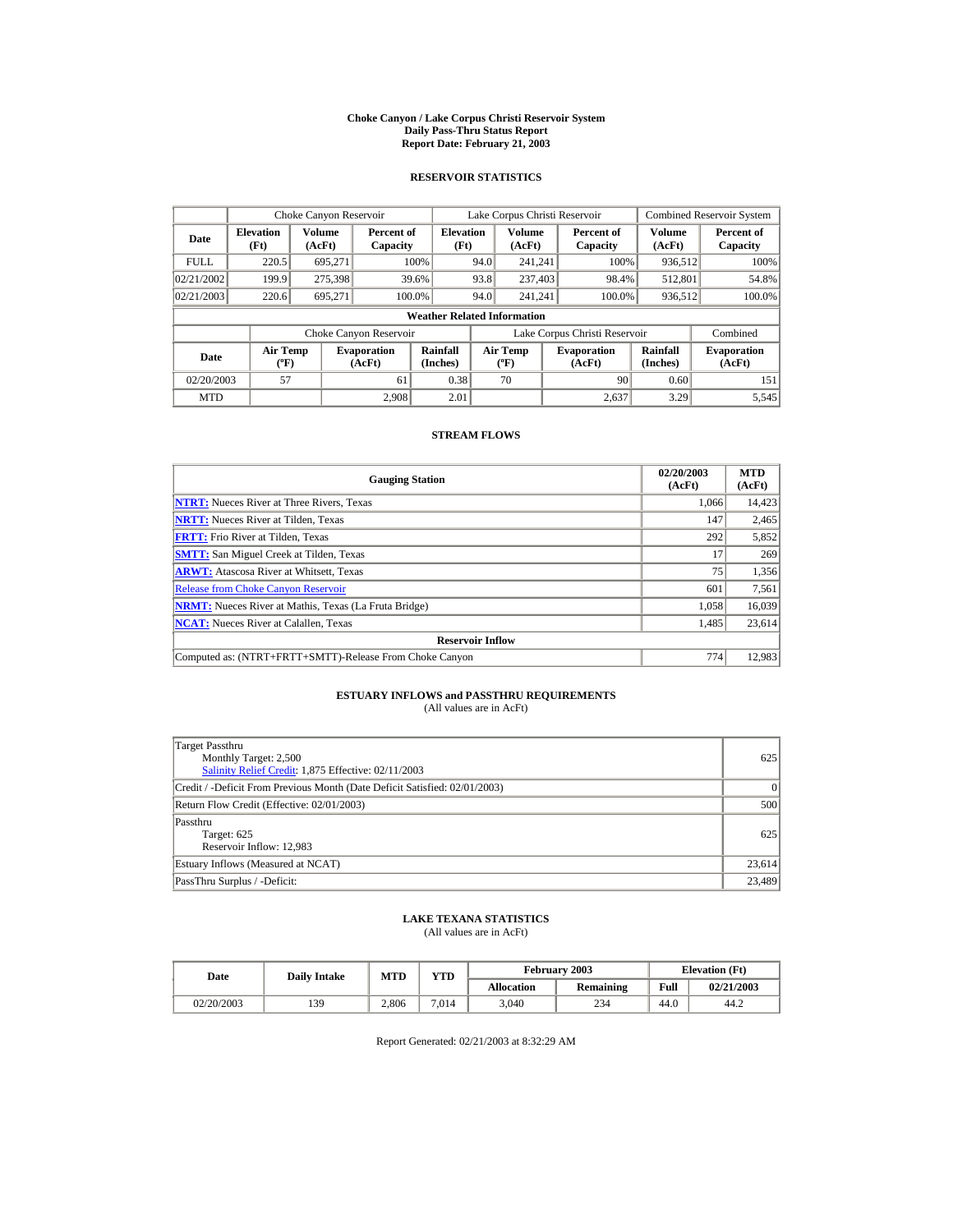# Choke Canyon / Lake Corpus Christi Reservoir System
## Daily Pass-Thru Status Report
## Report Date: February 21, 2003

### RESERVOIR STATISTICS

| | Choke Canyon Reservoir | | | Lake Corpus Christi Reservoir | | | Combined Reservoir System | |
|---|---|---|---|---|---|---|---|---|
| Date | Elevation (Ft) | Volume (AcFt) | Percent of Capacity | Elevation (Ft) | Volume (AcFt) | Percent of Capacity | Volume (AcFt) | Percent of Capacity |
| FULL | 220.5 | 695,271 | 100% | 94.0 | 241,241 | 100% | 936,512 | 100% |
| 02/21/2002 | 199.9 | 275,398 | 39.6% | 93.8 | 237,403 | 98.4% | 512,801 | 54.8% |
| 02/21/2003 | 220.6 | 695,271 | 100.0% | 94.0 | 241,241 | 100.0% | 936,512 | 100.0% |

**Weather Related Information**

| | Choke Canyon Reservoir | | | Lake Corpus Christi Reservoir | | | Combined |
|---|---|---|---|---|---|---|---|
| Date | Air Temp (ºF) | Evaporation (AcFt) | Rainfall (Inches) | Air Temp (ºF) | Evaporation (AcFt) | Rainfall (Inches) | Evaporation (AcFt) |
| 02/20/2003 | 57 | 61 | 0.38 | 70 | 90 | 0.60 | 151 |
| MTD | | 2,908 | 2.01 | | 2,637 | 3.29 | 5,545 |

### STREAM FLOWS

| Gauging Station | 02/20/2003 (AcFt) | MTD (AcFt) |
|---|---|---|
| NTRT: Nueces River at Three Rivers, Texas | 1,066 | 14,423 |
| NRTT: Nueces River at Tilden, Texas | 147 | 2,465 |
| FRTT: Frio River at Tilden, Texas | 292 | 5,852 |
| SMTT: San Miguel Creek at Tilden, Texas | 17 | 269 |
| ARWT: Atascosa River at Whitsett, Texas | 75 | 1,356 |
| Release from Choke Canyon Reservoir | 601 | 7,561 |
| NRMT: Nueces River at Mathis, Texas (La Fruta Bridge) | 1,058 | 16,039 |
| NCAT: Nueces River at Calallen, Texas | 1,485 | 23,614 |
| **Reservoir Inflow** | | |
| Computed as: (NTRT+FRTT+SMTT)-Release From Choke Canyon | 774 | 12,983 |

### ESTUARY INFLOWS and PASSTHRU REQUIREMENTS
(All values are in AcFt)

| | |
|---|---|
| Target Passthru<br>Monthly Target: 2,500<br>Salinity Relief Credit: 1,875 Effective: 02/11/2003 | 625 |
| Credit / -Deficit From Previous Month (Date Deficit Satisfied: 02/01/2003) | 0 |
| Return Flow Credit (Effective: 02/01/2003) | 500 |
| Passthru<br>Target: 625<br>Reservoir Inflow: 12,983 | 625 |
| Estuary Inflows (Measured at NCAT) | 23,614 |
| PassThru Surplus / -Deficit: | 23,489 |

### LAKE TEXANA STATISTICS
(All values are in AcFt)

| Date | Daily Intake | MTD | YTD | February 2003 | | Elevation (Ft) | |
|---|---|---|---|---|---|---|---|
| | | | | Allocation | Remaining | Full | 02/21/2003 |
| 02/20/2003 | 139 | 2,806 | 7,014 | 3,040 | 234 | 44.0 | 44.2 |

Report Generated: 02/21/2003 at 8:32:29 AM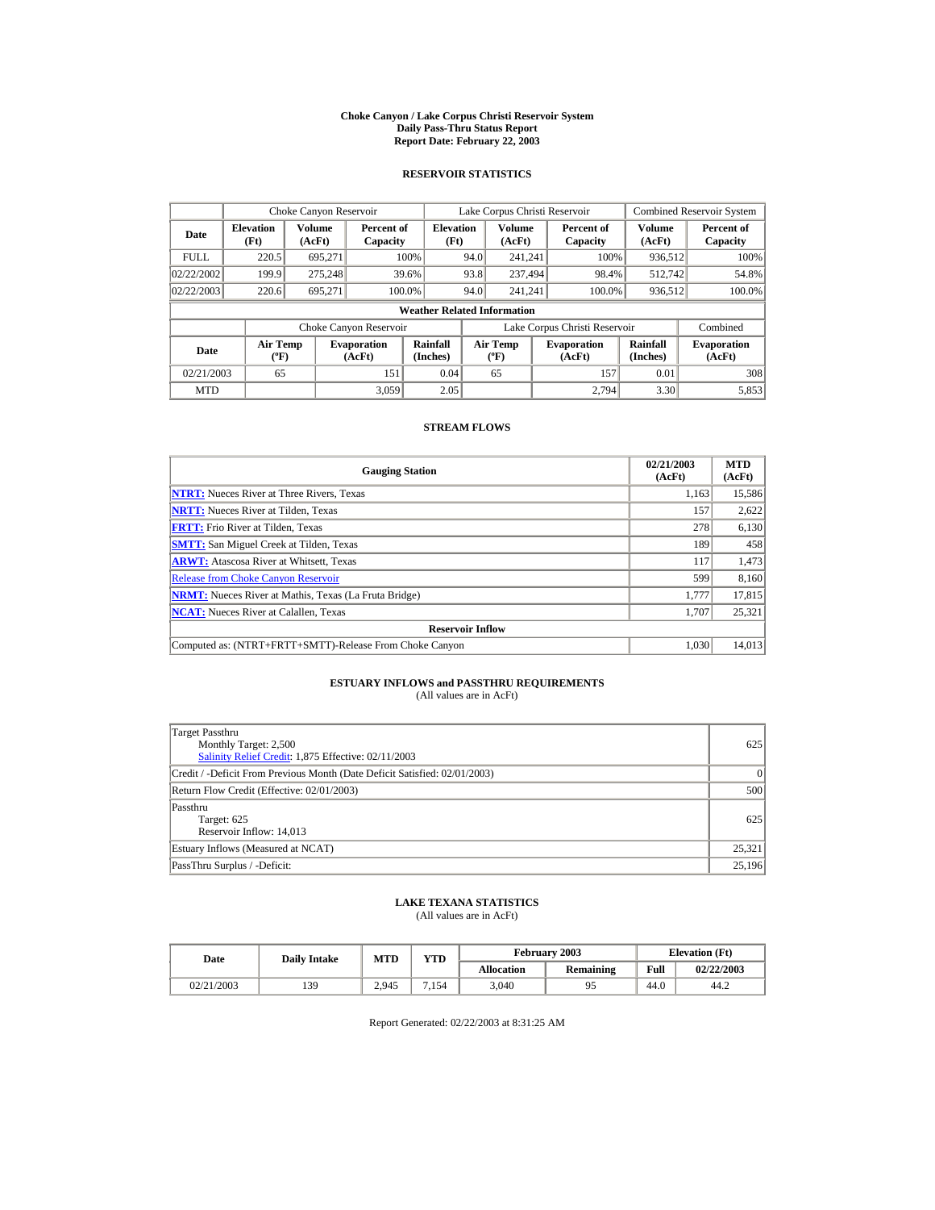# Choke Canyon / Lake Corpus Christi Reservoir System
## Daily Pass-Thru Status Report
## Report Date: February 22, 2003

### RESERVOIR STATISTICS

| Date | Choke Canyon Reservoir | | | Lake Corpus Christi Reservoir | | | Combined Reservoir System | |
|---|---|---|---|---|---|---|---|---|
| | Elevation (Ft) | Volume (AcFt) | Percent of Capacity | Elevation (Ft) | Volume (AcFt) | Percent of Capacity | Volume (AcFt) | Percent of Capacity |
| FULL | 220.5 | 695,271 | 100% | 94.0 | 241,241 | 100% | 936,512 | 100% |
| 02/22/2002 | 199.9 | 275,248 | 39.6% | 93.8 | 237,494 | 98.4% | 512,742 | 54.8% |
| 02/22/2003 | 220.6 | 695,271 | 100.0% | 94.0 | 241,241 | 100.0% | 936,512 | 100.0% |

**Weather Related Information**

| Date | Choke Canyon Reservoir | | | Lake Corpus Christi Reservoir | | | Combined |
|---|---|---|---|---|---|---|---|
| | Air Temp (ºF) | Evaporation (AcFt) | Rainfall (Inches) | Air Temp (ºF) | Evaporation (AcFt) | Rainfall (Inches) | Evaporation (AcFt) |
| 02/21/2003 | 65 | 151 | 0.04 | 65 | 157 | 0.01 | 308 |
| MTD | | 3,059 | 2.05 | | 2,794 | 3.30 | 5,853 |

### STREAM FLOWS

| Gauging Station | 02/21/2003 (AcFt) | MTD (AcFt) |
|---|---|---|
| NTRT: Nueces River at Three Rivers, Texas | 1,163 | 15,586 |
| NRTT: Nueces River at Tilden, Texas | 157 | 2,622 |
| FRTT: Frio River at Tilden, Texas | 278 | 6,130 |
| SMTT: San Miguel Creek at Tilden, Texas | 189 | 458 |
| ARWT: Atascosa River at Whitsett, Texas | 117 | 1,473 |
| Release from Choke Canyon Reservoir | 599 | 8,160 |
| NRMT: Nueces River at Mathis, Texas (La Fruta Bridge) | 1,777 | 17,815 |
| NCAT: Nueces River at Calallen, Texas | 1,707 | 25,321 |
| **Reservoir Inflow** | | |
| Computed as: (NTRT+FRTT+SMTT)-Release From Choke Canyon | 1,030 | 14,013 |

### ESTUARY INFLOWS and PASSTHRU REQUIREMENTS
(All values are in AcFt)

| | |
|---|---|
| Target Passthru<br>Monthly Target: 2,500<br>Salinity Relief Credit: 1,875 Effective: 02/11/2003 | 625 |
| Credit / -Deficit From Previous Month (Date Deficit Satisfied: 02/01/2003) | 0 |
| Return Flow Credit (Effective: 02/01/2003) | 500 |
| Passthru<br>Target: 625<br>Reservoir Inflow: 14,013 | 625 |
| Estuary Inflows (Measured at NCAT) | 25,321 |
| PassThru Surplus / -Deficit: | 25,196 |

### LAKE TEXANA STATISTICS
(All values are in AcFt)

| Date | Daily Intake | MTD | YTD | February 2003 | | Elevation (Ft) | |
|---|---|---|---|---|---|---|---|
| | | | | Allocation | Remaining | Full | 02/22/2003 |
| 02/21/2003 | 139 | 2,945 | 7,154 | 3,040 | 95 | 44.0 | 44.2 |

Report Generated: 02/22/2003 at 8:31:25 AM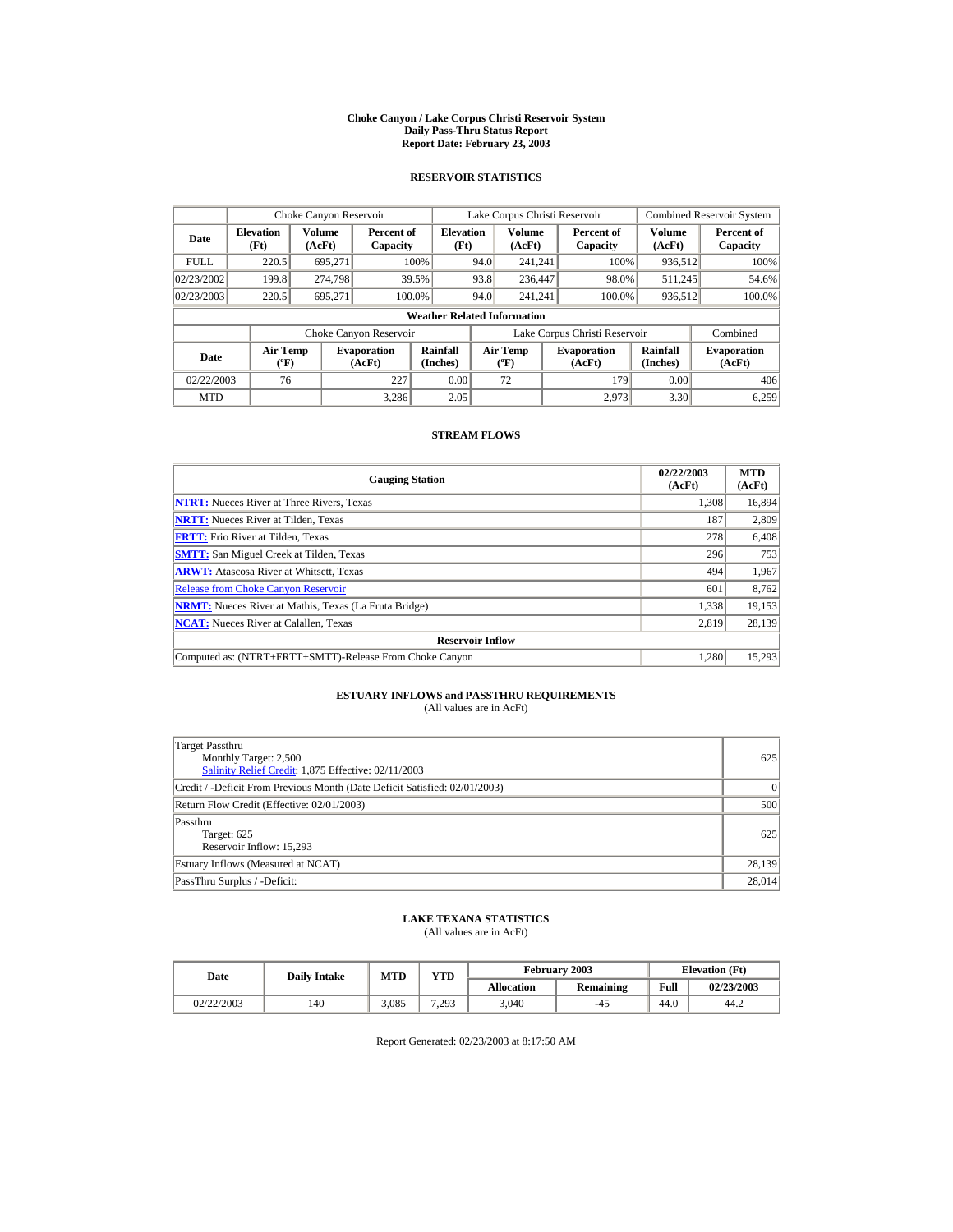# Choke Canyon / Lake Corpus Christi Reservoir System
## Daily Pass-Thru Status Report
## Report Date: February 23, 2003

### RESERVOIR STATISTICS

| | Choke Canyon Reservoir | | | Lake Corpus Christi Reservoir | | | Combined Reservoir System | |
|---|---|---|---|---|---|---|---|---|
| Date | Elevation (Ft) | Volume (AcFt) | Percent of Capacity | Elevation (Ft) | Volume (AcFt) | Percent of Capacity | Volume (AcFt) | Percent of Capacity |
| FULL | 220.5 | 695,271 | 100% | 94.0 | 241,241 | 100% | 936,512 | 100% |
| 02/23/2002 | 199.8 | 274,798 | 39.5% | 93.8 | 236,447 | 98.0% | 511,245 | 54.6% |
| 02/23/2003 | 220.5 | 695,271 | 100.0% | 94.0 | 241,241 | 100.0% | 936,512 | 100.0% |

**Weather Related Information**

| | Choke Canyon Reservoir | | | Lake Corpus Christi Reservoir | | | Combined |
|---|---|---|---|---|---|---|---|
| Date | Air Temp (ºF) | Evaporation (AcFt) | Rainfall (Inches) | Air Temp (ºF) | Evaporation (AcFt) | Rainfall (Inches) | Evaporation (AcFt) |
| 02/22/2003 | 76 | 227 | 0.00 | 72 | 179 | 0.00 | 406 |
| MTD | | 3,286 | 2.05 | | 2,973 | 3.30 | 6,259 |

### STREAM FLOWS

| Gauging Station | 02/22/2003 (AcFt) | MTD (AcFt) |
|---|---|---|
| NTRT: Nueces River at Three Rivers, Texas | 1,308 | 16,894 |
| NRTT: Nueces River at Tilden, Texas | 187 | 2,809 |
| FRTT: Frio River at Tilden, Texas | 278 | 6,408 |
| SMTT: San Miguel Creek at Tilden, Texas | 296 | 753 |
| ARWT: Atascosa River at Whitsett, Texas | 494 | 1,967 |
| Release from Choke Canyon Reservoir | 601 | 8,762 |
| NRMT: Nueces River at Mathis, Texas (La Fruta Bridge) | 1,338 | 19,153 |
| NCAT: Nueces River at Calallen, Texas | 2,819 | 28,139 |
| **Reservoir Inflow** | | |
| Computed as: (NTRT+FRTT+SMTT)-Release From Choke Canyon | 1,280 | 15,293 |

### ESTUARY INFLOWS and PASSTHRU REQUIREMENTS
(All values are in AcFt)

| | |
|---|---|
| Target Passthru<br>Monthly Target: 2,500<br>Salinity Relief Credit: 1,875 Effective: 02/11/2003 | 625 |
| Credit / -Deficit From Previous Month (Date Deficit Satisfied: 02/01/2003) | 0 |
| Return Flow Credit (Effective: 02/01/2003) | 500 |
| Passthru<br>Target: 625<br>Reservoir Inflow: 15,293 | 625 |
| Estuary Inflows (Measured at NCAT) | 28,139 |
| PassThru Surplus / -Deficit: | 28,014 |

### LAKE TEXANA STATISTICS
(All values are in AcFt)

| Date | Daily Intake | MTD | YTD | February 2003 | | Elevation (Ft) | |
|---|---|---|---|---|---|---|---|
| | | | | Allocation | Remaining | Full | 02/23/2003 |
| 02/22/2003 | 140 | 3,085 | 7,293 | 3,040 | -45 | 44.0 | 44.2 |

Report Generated: 02/23/2003 at 8:17:50 AM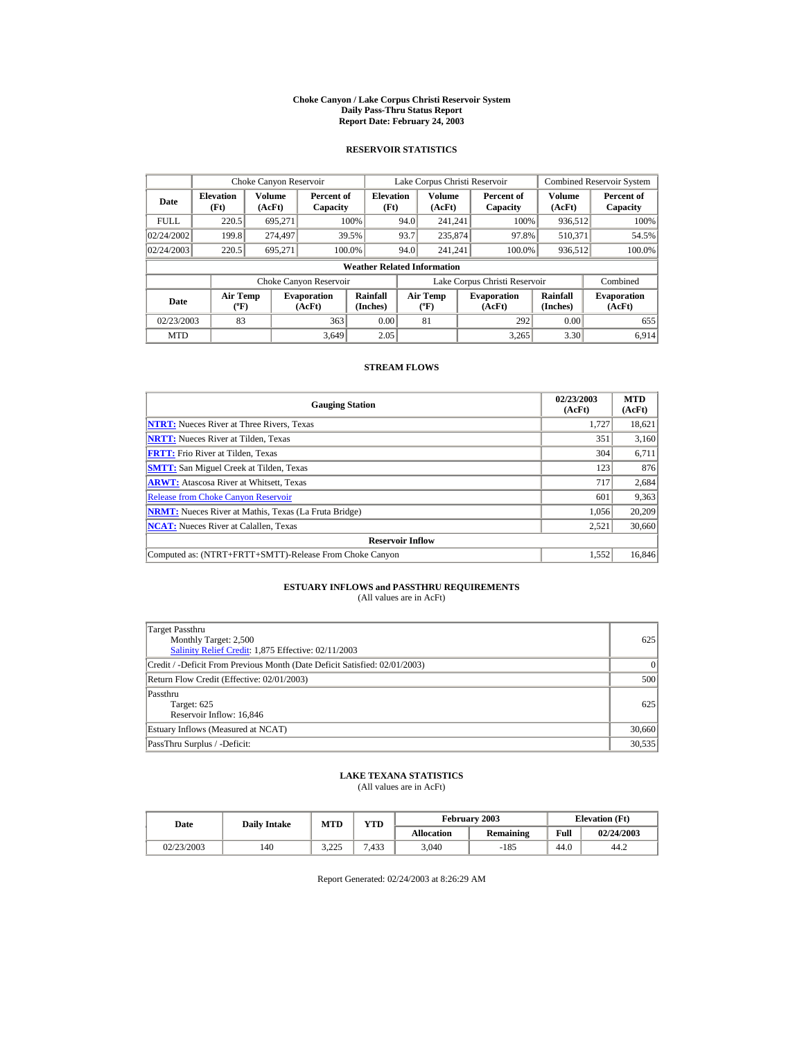# Choke Canyon / Lake Corpus Christi Reservoir System
## Daily Pass-Thru Status Report
## Report Date: February 24, 2003

### RESERVOIR STATISTICS

| | Choke Canyon Reservoir | | | Lake Corpus Christi Reservoir | | | Combined Reservoir System | |
|---|---|---|---|---|---|---|---|---|
| **Date** | **Elevation (Ft)** | **Volume (AcFt)** | **Percent of Capacity** | **Elevation (Ft)** | **Volume (AcFt)** | **Percent of Capacity** | **Volume (AcFt)** | **Percent of Capacity** |
| FULL | 220.5 | 695,271 | 100% | 94.0 | 241,241 | 100% | 936,512 | 100% |
| 02/24/2002 | 199.8 | 274,497 | 39.5% | 93.7 | 235,874 | 97.8% | 510,371 | 54.5% |
| 02/24/2003 | 220.5 | 695,271 | 100.0% | 94.0 | 241,241 | 100.0% | 936,512 | 100.0% |

**Weather Related Information**

| | Choke Canyon Reservoir | | | Lake Corpus Christi Reservoir | | | Combined |
|---|---|---|---|---|---|---|---|
| **Date** | **Air Temp (ºF)** | **Evaporation (AcFt)** | **Rainfall (Inches)** | **Air Temp (ºF)** | **Evaporation (AcFt)** | **Rainfall (Inches)** | **Evaporation (AcFt)** |
| 02/23/2003 | 83 | 363 | 0.00 | 81 | 292 | 0.00 | 655 |
| MTD | | 3,649 | 2.05 | | 3,265 | 3.30 | 6,914 |

### STREAM FLOWS

| Gauging Station | 02/23/2003 (AcFt) | MTD (AcFt) |
|---|---|---|
| **NTRT:** Nueces River at Three Rivers, Texas | 1,727 | 18,621 |
| **NRTT:** Nueces River at Tilden, Texas | 351 | 3,160 |
| **FRTT:** Frio River at Tilden, Texas | 304 | 6,711 |
| **SMTT:** San Miguel Creek at Tilden, Texas | 123 | 876 |
| **ARWT:** Atascosa River at Whitsett, Texas | 717 | 2,684 |
| Release from Choke Canyon Reservoir | 601 | 9,363 |
| **NRMT:** Nueces River at Mathis, Texas (La Fruta Bridge) | 1,056 | 20,209 |
| **NCAT:** Nueces River at Calallen, Texas | 2,521 | 30,660 |
| **Reservoir Inflow** | | |
| Computed as: (NTRT+FRTT+SMTT)-Release From Choke Canyon | 1,552 | 16,846 |

### ESTUARY INFLOWS and PASSTHRU REQUIREMENTS
(All values are in AcFt)

| | |
|---|---|
| Target Passthru<br>Monthly Target: 2,500<br>Salinity Relief Credit: 1,875 Effective: 02/11/2003 | 625 |
| Credit / -Deficit From Previous Month (Date Deficit Satisfied: 02/01/2003) | 0 |
| Return Flow Credit (Effective: 02/01/2003) | 500 |
| Passthru<br>Target: 625<br>Reservoir Inflow: 16,846 | 625 |
| Estuary Inflows (Measured at NCAT) | 30,660 |
| PassThru Surplus / -Deficit: | 30,535 |

### LAKE TEXANA STATISTICS
(All values are in AcFt)

| Date | Daily Intake | MTD | YTD | February 2003 | | Elevation (Ft) | |
|---|---|---|---|---|---|---|---|
| | | | | **Allocation** | **Remaining** | **Full** | **02/24/2003** |
| 02/23/2003 | 140 | 3,225 | 7,433 | 3,040 | -185 | 44.0 | 44.2 |

Report Generated: 02/24/2003 at 8:26:29 AM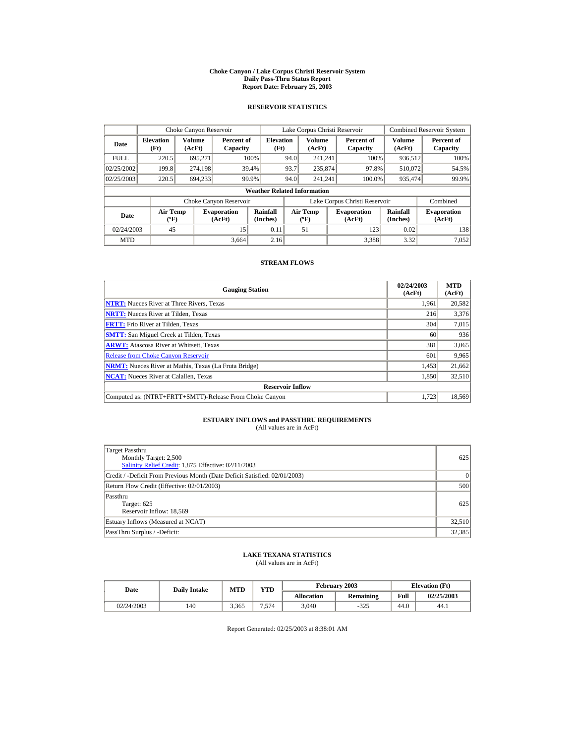# Choke Canyon / Lake Corpus Christi Reservoir System
## Daily Pass-Thru Status Report
## Report Date: February 25, 2003

### RESERVOIR STATISTICS

| | Choke Canyon Reservoir | | | Lake Corpus Christi Reservoir | | | Combined Reservoir System | |
|---|---|---|---|---|---|---|---|---|
| **Date** | **Elevation (Ft)** | **Volume (AcFt)** | **Percent of Capacity** | **Elevation (Ft)** | **Volume (AcFt)** | **Percent of Capacity** | **Volume (AcFt)** | **Percent of Capacity** |
| FULL | 220.5 | 695,271 | 100% | 94.0 | 241,241 | 100% | 936,512 | 100% |
| 02/25/2002 | 199.8 | 274,198 | 39.4% | 93.7 | 235,874 | 97.8% | 510,072 | 54.5% |
| 02/25/2003 | 220.5 | 694,233 | 99.9% | 94.0 | 241,241 | 100.0% | 935,474 | 99.9% |

**Weather Related Information**

| | Choke Canyon Reservoir | | | Lake Corpus Christi Reservoir | | | Combined |
|---|---|---|---|---|---|---|---|
| **Date** | **Air Temp (ºF)** | **Evaporation (AcFt)** | **Rainfall (Inches)** | **Air Temp (ºF)** | **Evaporation (AcFt)** | **Rainfall (Inches)** | **Evaporation (AcFt)** |
| 02/24/2003 | 45 | 15 | 0.11 | 51 | 123 | 0.02 | 138 |
| MTD | | 3,664 | 2.16 | | 3,388 | 3.32 | 7,052 |

### STREAM FLOWS

| Gauging Station | 02/24/2003 (AcFt) | MTD (AcFt) |
|---|---|---|
| **NTRT:** Nueces River at Three Rivers, Texas | 1,961 | 20,582 |
| **NRTT:** Nueces River at Tilden, Texas | 216 | 3,376 |
| **FRTT:** Frio River at Tilden, Texas | 304 | 7,015 |
| **SMTT:** San Miguel Creek at Tilden, Texas | 60 | 936 |
| **ARWT:** Atascosa River at Whitsett, Texas | 381 | 3,065 |
| Release from Choke Canyon Reservoir | 601 | 9,965 |
| **NRMT:** Nueces River at Mathis, Texas (La Fruta Bridge) | 1,453 | 21,662 |
| **NCAT:** Nueces River at Calallen, Texas | 1,850 | 32,510 |
| **Reservoir Inflow** | | |
| Computed as: (NTRT+FRTT+SMTT)-Release From Choke Canyon | 1,723 | 18,569 |

### ESTUARY INFLOWS and PASSTHRU REQUIREMENTS
(All values are in AcFt)

| | |
|---|---|
| Target Passthru<br>Monthly Target: 2,500<br>Salinity Relief Credit: 1,875 Effective: 02/11/2003 | 625 |
| Credit / -Deficit From Previous Month (Date Deficit Satisfied: 02/01/2003) | 0 |
| Return Flow Credit (Effective: 02/01/2003) | 500 |
| Passthru<br>Target: 625<br>Reservoir Inflow: 18,569 | 625 |
| Estuary Inflows (Measured at NCAT) | 32,510 |
| PassThru Surplus / -Deficit: | 32,385 |

### LAKE TEXANA STATISTICS
(All values are in AcFt)

| Date | Daily Intake | MTD | YTD | February 2003 | | Elevation (Ft) | |
|---|---|---|---|---|---|---|---|
| | | | | **Allocation** | **Remaining** | **Full** | **02/25/2003** |
| 02/24/2003 | 140 | 3,365 | 7,574 | 3,040 | -325 | 44.0 | 44.1 |

Report Generated: 02/25/2003 at 8:38:01 AM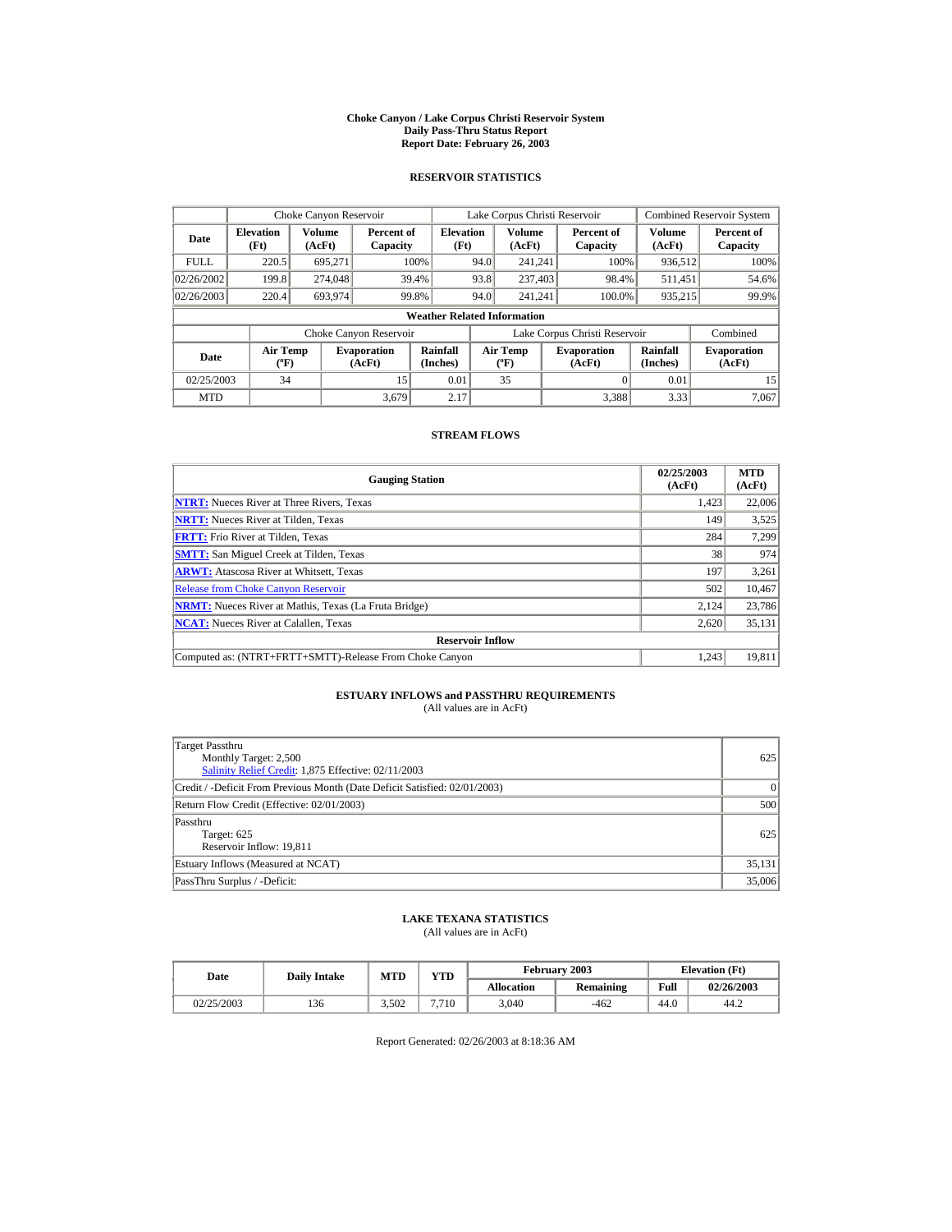# Choke Canyon / Lake Corpus Christi Reservoir System
## Daily Pass-Thru Status Report
### Report Date: February 26, 2003

## RESERVOIR STATISTICS

| | Choke Canyon Reservoir | | | Lake Corpus Christi Reservoir | | | Combined Reservoir System | |
|---|---|---|---|---|---|---|---|---|
| **Date** | **Elevation (Ft)** | **Volume (AcFt)** | **Percent of Capacity** | **Elevation (Ft)** | **Volume (AcFt)** | **Percent of Capacity** | **Volume (AcFt)** | **Percent of Capacity** |
| FULL | 220.5 | 695,271 | 100% | 94.0 | 241,241 | 100% | 936,512 | 100% |
| 02/26/2002 | 199.8 | 274,048 | 39.4% | 93.8 | 237,403 | 98.4% | 511,451 | 54.6% |
| 02/26/2003 | 220.4 | 693,974 | 99.8% | 94.0 | 241,241 | 100.0% | 935,215 | 99.9% |

**Weather Related Information**

| | Choke Canyon Reservoir | | | Lake Corpus Christi Reservoir | | | Combined |
|---|---|---|---|---|---|---|---|
| **Date** | **Air Temp (ºF)** | **Evaporation (AcFt)** | **Rainfall (Inches)** | **Air Temp (ºF)** | **Evaporation (AcFt)** | **Rainfall (Inches)** | **Evaporation (AcFt)** |
| 02/25/2003 | 34 | 15 | 0.01 | 35 | 0 | 0.01 | 15 |
| MTD | | 3,679 | 2.17 | | 3,388 | 3.33 | 7,067 |

## STREAM FLOWS

| Gauging Station | 02/25/2003 (AcFt) | MTD (AcFt) |
|---|---|---|
| **NTRT:** Nueces River at Three Rivers, Texas | 1,423 | 22,006 |
| **NRTT:** Nueces River at Tilden, Texas | 149 | 3,525 |
| **FRTT:** Frio River at Tilden, Texas | 284 | 7,299 |
| **SMTT:** San Miguel Creek at Tilden, Texas | 38 | 974 |
| **ARWT:** Atascosa River at Whitsett, Texas | 197 | 3,261 |
| Release from Choke Canyon Reservoir | 502 | 10,467 |
| **NRMT:** Nueces River at Mathis, Texas (La Fruta Bridge) | 2,124 | 23,786 |
| **NCAT:** Nueces River at Calallen, Texas | 2,620 | 35,131 |
| **Reservoir Inflow** | | |
| Computed as: (NTRT+FRTT+SMTT)-Release From Choke Canyon | 1,243 | 19,811 |

## ESTUARY INFLOWS and PASSTHRU REQUIREMENTS
(All values are in AcFt)

| | |
|---|---|
| Target Passthru<br>Monthly Target: 2,500<br>Salinity Relief Credit: 1,875 Effective: 02/11/2003 | 625 |
| Credit / -Deficit From Previous Month (Date Deficit Satisfied: 02/01/2003) | 0 |
| Return Flow Credit (Effective: 02/01/2003) | 500 |
| Passthru<br>Target: 625<br>Reservoir Inflow: 19,811 | 625 |
| Estuary Inflows (Measured at NCAT) | 35,131 |
| PassThru Surplus / -Deficit: | 35,006 |

## LAKE TEXANA STATISTICS
(All values are in AcFt)

| Date | Daily Intake | MTD | YTD | February 2003 | | Elevation (Ft) | |
|---|---|---|---|---|---|---|---|
| | | | | **Allocation** | **Remaining** | **Full** | **02/26/2003** |
| 02/25/2003 | 136 | 3,502 | 7,710 | 3,040 | -462 | 44.0 | 44.2 |

Report Generated: 02/26/2003 at 8:18:36 AM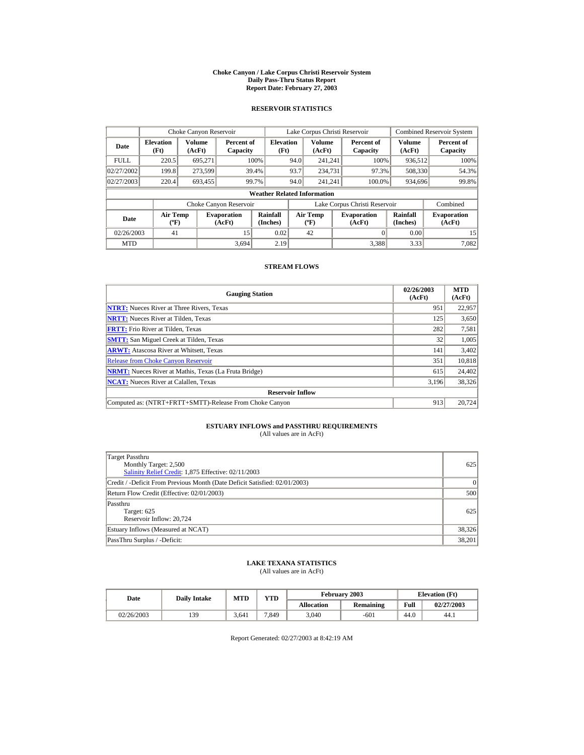# Choke Canyon / Lake Corpus Christi Reservoir System
## Daily Pass-Thru Status Report
### Report Date: February 27, 2003

## RESERVOIR STATISTICS

| | Choke Canyon Reservoir | | | Lake Corpus Christi Reservoir | | | Combined Reservoir System | |
|---|---|---|---|---|---|---|---|---|
| Date | Elevation (Ft) | Volume (AcFt) | Percent of Capacity | Elevation (Ft) | Volume (AcFt) | Percent of Capacity | Volume (AcFt) | Percent of Capacity |
| FULL | 220.5 | 695,271 | 100% | 94.0 | 241,241 | 100% | 936,512 | 100% |
| 02/27/2002 | 199.8 | 273,599 | 39.4% | 93.7 | 234,731 | 97.3% | 508,330 | 54.3% |
| 02/27/2003 | 220.4 | 693,455 | 99.7% | 94.0 | 241,241 | 100.0% | 934,696 | 99.8% |

**Weather Related Information**

| | Choke Canyon Reservoir | | | Lake Corpus Christi Reservoir | | | Combined |
|---|---|---|---|---|---|---|---|
| Date | Air Temp (ºF) | Evaporation (AcFt) | Rainfall (Inches) | Air Temp (ºF) | Evaporation (AcFt) | Rainfall (Inches) | Evaporation (AcFt) |
| 02/26/2003 | 41 | 15 | 0.02 | 42 | 0 | 0.00 | 15 |
| MTD | | 3,694 | 2.19 | | 3,388 | 3.33 | 7,082 |

## STREAM FLOWS

| Gauging Station | 02/26/2003 (AcFt) | MTD (AcFt) |
|---|---|---|
| NTRT: Nueces River at Three Rivers, Texas | 951 | 22,957 |
| NRTT: Nueces River at Tilden, Texas | 125 | 3,650 |
| FRTT: Frio River at Tilden, Texas | 282 | 7,581 |
| SMTT: San Miguel Creek at Tilden, Texas | 32 | 1,005 |
| ARWT: Atascosa River at Whitsett, Texas | 141 | 3,402 |
| Release from Choke Canyon Reservoir | 351 | 10,818 |
| NRMT: Nueces River at Mathis, Texas (La Fruta Bridge) | 615 | 24,402 |
| NCAT: Nueces River at Calallen, Texas | 3,196 | 38,326 |
| **Reservoir Inflow** | | |
| Computed as: (NTRT+FRTT+SMTT)-Release From Choke Canyon | 913 | 20,724 |

## ESTUARY INFLOWS and PASSTHRU REQUIREMENTS
(All values are in AcFt)

| | |
|---|---|
| Target Passthru<br>Monthly Target: 2,500<br>Salinity Relief Credit: 1,875 Effective: 02/11/2003 | 625 |
| Credit / -Deficit From Previous Month (Date Deficit Satisfied: 02/01/2003) | 0 |
| Return Flow Credit (Effective: 02/01/2003) | 500 |
| Passthru<br>Target: 625<br>Reservoir Inflow: 20,724 | 625 |
| Estuary Inflows (Measured at NCAT) | 38,326 |
| PassThru Surplus / -Deficit: | 38,201 |

## LAKE TEXANA STATISTICS
(All values are in AcFt)

| Date | Daily Intake | MTD | YTD | February 2003 | | Elevation (Ft) | |
|---|---|---|---|---|---|---|---|
| | | | | Allocation | Remaining | Full | 02/27/2003 |
| 02/26/2003 | 139 | 3,641 | 7,849 | 3,040 | -601 | 44.0 | 44.1 |

Report Generated: 02/27/2003 at 8:42:19 AM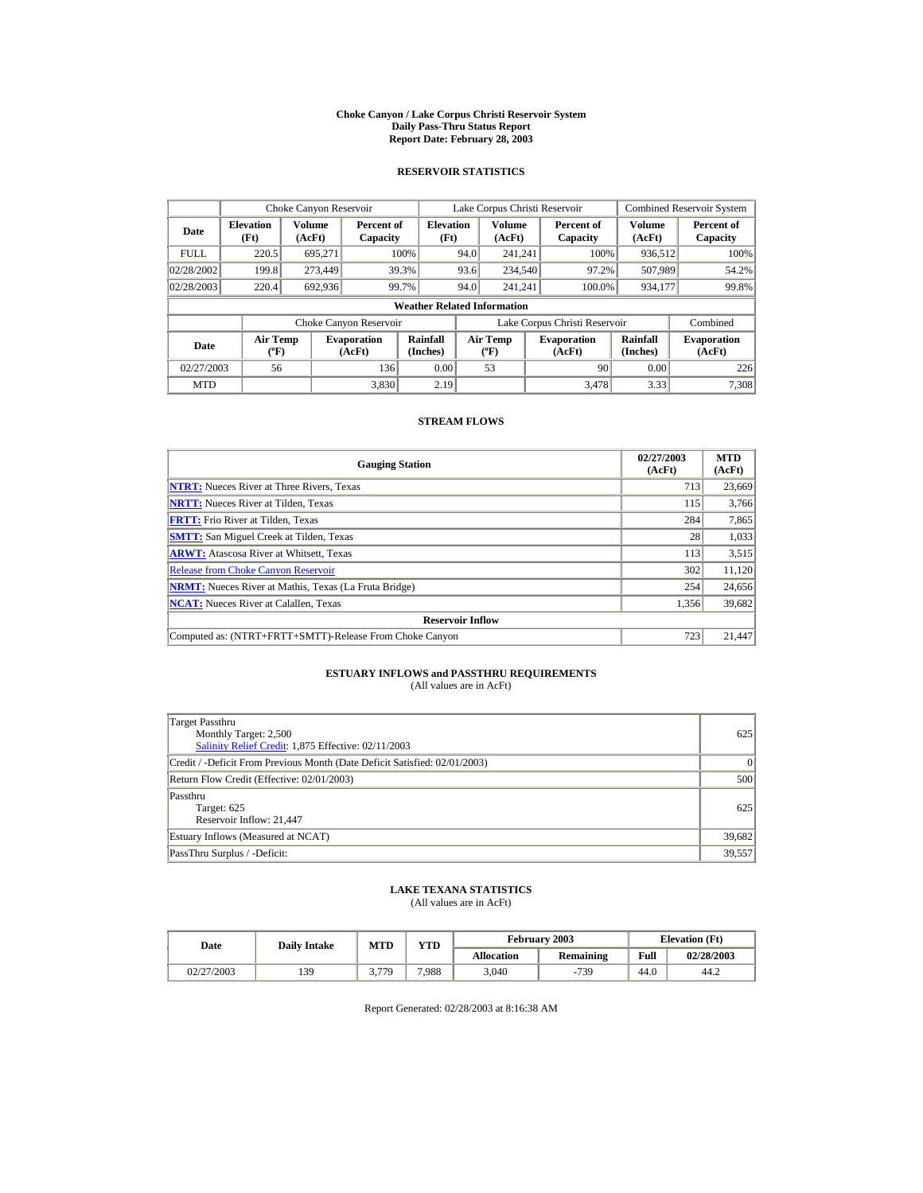# Choke Canyon / Lake Corpus Christi Reservoir System
## Daily Pass-Thru Status Report
## Report Date: February 28, 2003

### RESERVOIR STATISTICS

| | Choke Canyon Reservoir | | | Lake Corpus Christi Reservoir | | | Combined Reservoir System | |
|---|---|---|---|---|---|---|---|---|
| **Date** | **Elevation (Ft)** | **Volume (AcFt)** | **Percent of Capacity** | **Elevation (Ft)** | **Volume (AcFt)** | **Percent of Capacity** | **Volume (AcFt)** | **Percent of Capacity** |
| FULL | 220.5 | 695,271 | 100% | 94.0 | 241,241 | 100% | 936,512 | 100% |
| 02/28/2002 | 199.8 | 273,449 | 39.3% | 93.6 | 234,540 | 97.2% | 507,989 | 54.2% |
| 02/28/2003 | 220.4 | 692,936 | 99.7% | 94.0 | 241,241 | 100.0% | 934,177 | 99.8% |

**Weather Related Information**

| | Choke Canyon Reservoir | | | Lake Corpus Christi Reservoir | | | Combined |
|---|---|---|---|---|---|---|---|
| **Date** | **Air Temp (ºF)** | **Evaporation (AcFt)** | **Rainfall (Inches)** | **Air Temp (ºF)** | **Evaporation (AcFt)** | **Rainfall (Inches)** | **Evaporation (AcFt)** |
| 02/27/2003 | 56 | 136 | 0.00 | 53 | 90 | 0.00 | 226 |
| MTD | | 3,830 | 2.19 | | 3,478 | 3.33 | 7,308 |

### STREAM FLOWS

| Gauging Station | 02/27/2003 (AcFt) | MTD (AcFt) |
|---|---|---|
| **NTRT:** Nueces River at Three Rivers, Texas | 713 | 23,669 |
| **NRTT:** Nueces River at Tilden, Texas | 115 | 3,766 |
| **FRTT:** Frio River at Tilden, Texas | 284 | 7,865 |
| **SMTT:** San Miguel Creek at Tilden, Texas | 28 | 1,033 |
| **ARWT:** Atascosa River at Whitsett, Texas | 113 | 3,515 |
| Release from Choke Canyon Reservoir | 302 | 11,120 |
| **NRMT:** Nueces River at Mathis, Texas (La Fruta Bridge) | 254 | 24,656 |
| **NCAT:** Nueces River at Calallen, Texas | 1,356 | 39,682 |
| **Reservoir Inflow** | | |
| Computed as: (NTRT+FRTT+SMTT)-Release From Choke Canyon | 723 | 21,447 |

### ESTUARY INFLOWS and PASSTHRU REQUIREMENTS
(All values are in AcFt)

| | |
|---|---|
| Target Passthru<br>Monthly Target: 2,500<br>Salinity Relief Credit: 1,875 Effective: 02/11/2003 | 625 |
| Credit / -Deficit From Previous Month (Date Deficit Satisfied: 02/01/2003) | 0 |
| Return Flow Credit (Effective: 02/01/2003) | 500 |
| Passthru<br>Target: 625<br>Reservoir Inflow: 21,447 | 625 |
| Estuary Inflows (Measured at NCAT) | 39,682 |
| PassThru Surplus / -Deficit: | 39,557 |

### LAKE TEXANA STATISTICS
(All values are in AcFt)

| Date | Daily Intake | MTD | YTD | February 2003 | | Elevation (Ft) | |
|---|---|---|---|---|---|---|---|
| | | | | **Allocation** | **Remaining** | **Full** | **02/28/2003** |
| 02/27/2003 | 139 | 3,779 | 7,988 | 3,040 | -739 | 44.0 | 44.2 |

Report Generated: 02/28/2003 at 8:16:38 AM